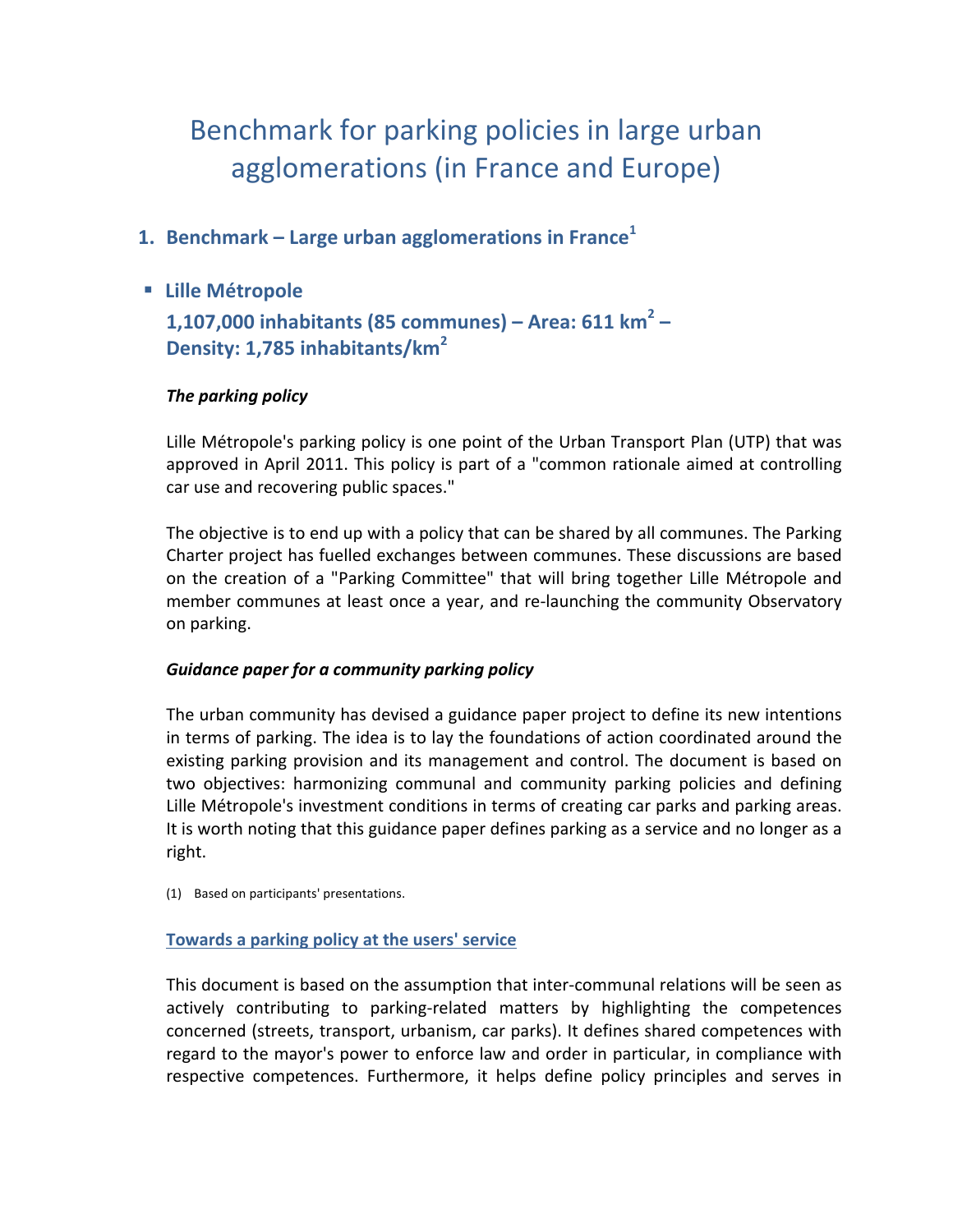# Benchmark for parking policies in large urban agglomerations (in France and Europe)

## 1. Benchmark – Large urban agglomerations in France[1]

### ▪ Lille Métropole

**1,107,000 inhabitants (85 communes) – Area: 611 km$^2$ – Density: 1,785 inhabitants/km$^2$**

***The parking policy***

Lille Métropole's parking policy is one point of the Urban Transport Plan (UTP) that was approved in April 2011. This policy is part of a "common rationale aimed at controlling car use and recovering public spaces."

The objective is to end up with a policy that can be shared by all communes. The Parking Charter project has fuelled exchanges between communes. These discussions are based on the creation of a "Parking Committee" that will bring together Lille Métropole and member communes at least once a year, and re-launching the community Observatory on parking.

***Guidance paper for a community parking policy***

The urban community has devised a guidance paper project to define its new intentions in terms of parking. The idea is to lay the foundations of action coordinated around the existing parking provision and its management and control. The document is based on two objectives: harmonizing communal and community parking policies and defining Lille Métropole's investment conditions in terms of creating car parks and parking areas. It is worth noting that this guidance paper defines parking as a service and no longer as a right.

(1) Based on participants' presentations.

**Towards a parking policy at the users' service**

This document is based on the assumption that inter-communal relations will be seen as actively contributing to parking-related matters by highlighting the competences concerned (streets, transport, urbanism, car parks). It defines shared competences with regard to the mayor's power to enforce law and order in particular, in compliance with respective competences. Furthermore, it helps define policy principles and serves in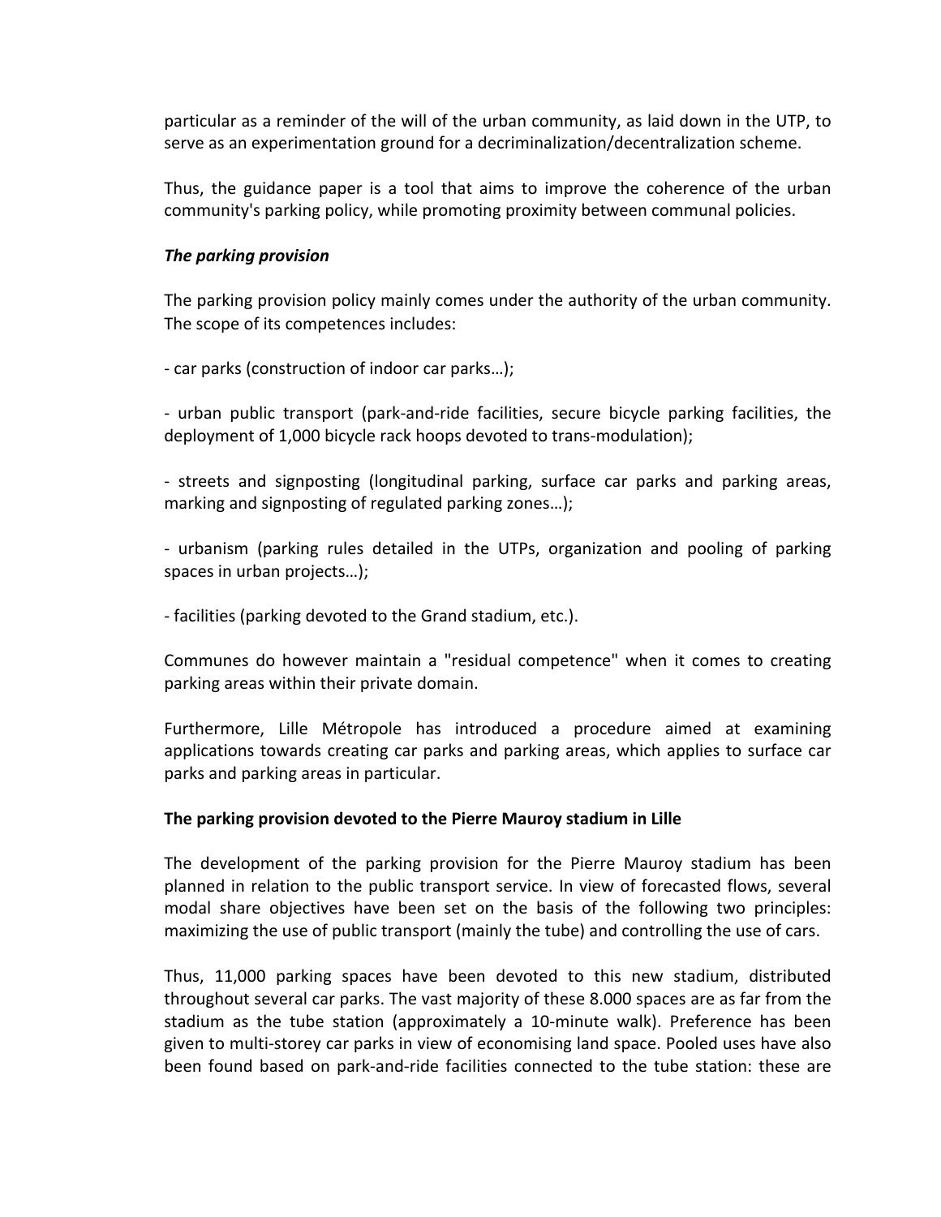particular as a reminder of the will of the urban community, as laid down in the UTP, to serve as an experimentation ground for a decriminalization/decentralization scheme.

Thus, the guidance paper is a tool that aims to improve the coherence of the urban community's parking policy, while promoting proximity between communal policies.

***The parking provision***

The parking provision policy mainly comes under the authority of the urban community. The scope of its competences includes:

- car parks (construction of indoor car parks…);

- urban public transport (park-and-ride facilities, secure bicycle parking facilities, the deployment of 1,000 bicycle rack hoops devoted to trans-modulation);

- streets and signposting (longitudinal parking, surface car parks and parking areas, marking and signposting of regulated parking zones…);

- urbanism (parking rules detailed in the UTPs, organization and pooling of parking spaces in urban projects…);

- facilities (parking devoted to the Grand stadium, etc.).

Communes do however maintain a "residual competence" when it comes to creating parking areas within their private domain.

Furthermore, Lille Métropole has introduced a procedure aimed at examining applications towards creating car parks and parking areas, which applies to surface car parks and parking areas in particular.

**The parking provision devoted to the Pierre Mauroy stadium in Lille**

The development of the parking provision for the Pierre Mauroy stadium has been planned in relation to the public transport service. In view of forecasted flows, several modal share objectives have been set on the basis of the following two principles: maximizing the use of public transport (mainly the tube) and controlling the use of cars.

Thus, 11,000 parking spaces have been devoted to this new stadium, distributed throughout several car parks. The vast majority of these 8.000 spaces are as far from the stadium as the tube station (approximately a 10-minute walk). Preference has been given to multi-storey car parks in view of economising land space. Pooled uses have also been found based on park-and-ride facilities connected to the tube station: these are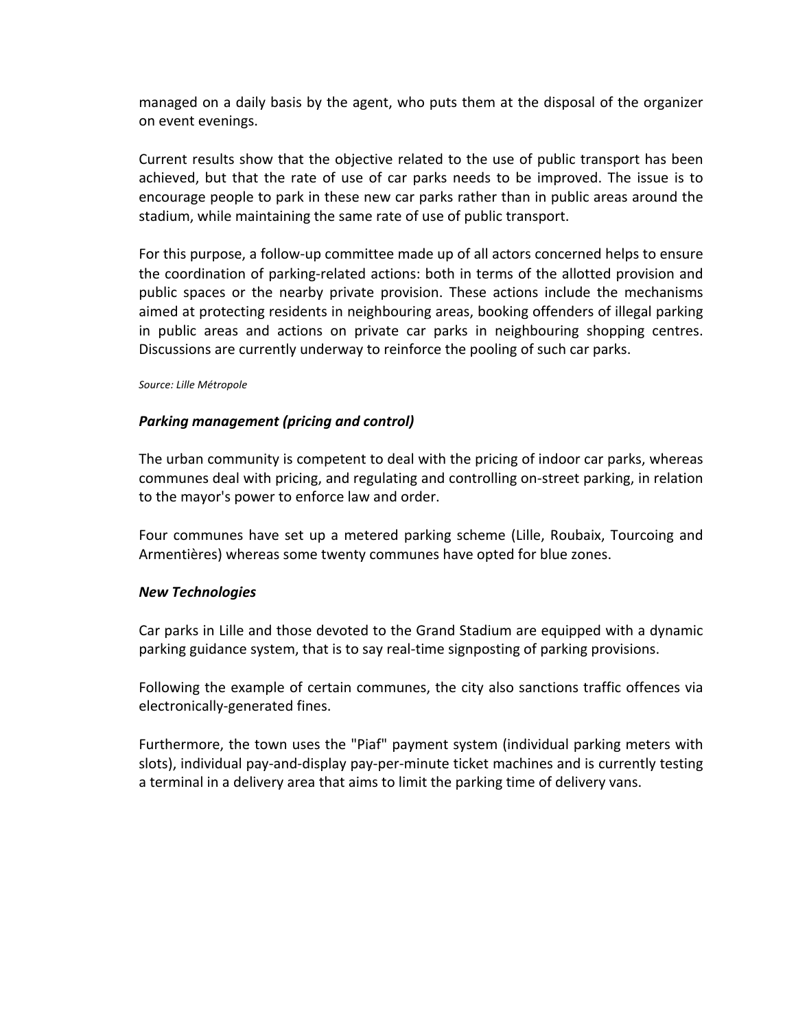managed on a daily basis by the agent, who puts them at the disposal of the organizer on event evenings.

Current results show that the objective related to the use of public transport has been achieved, but that the rate of use of car parks needs to be improved. The issue is to encourage people to park in these new car parks rather than in public areas around the stadium, while maintaining the same rate of use of public transport.

For this purpose, a follow-up committee made up of all actors concerned helps to ensure the coordination of parking-related actions: both in terms of the allotted provision and public spaces or the nearby private provision. These actions include the mechanisms aimed at protecting residents in neighbouring areas, booking offenders of illegal parking in public areas and actions on private car parks in neighbouring shopping centres. Discussions are currently underway to reinforce the pooling of such car parks.

*Source: Lille Métropole*

### *Parking management (pricing and control)*

The urban community is competent to deal with the pricing of indoor car parks, whereas communes deal with pricing, and regulating and controlling on-street parking, in relation to the mayor's power to enforce law and order.

Four communes have set up a metered parking scheme (Lille, Roubaix, Tourcoing and Armentières) whereas some twenty communes have opted for blue zones.

### *New Technologies*

Car parks in Lille and those devoted to the Grand Stadium are equipped with a dynamic parking guidance system, that is to say real-time signposting of parking provisions.

Following the example of certain communes, the city also sanctions traffic offences via electronically-generated fines.

Furthermore, the town uses the "Piaf" payment system (individual parking meters with slots), individual pay-and-display pay-per-minute ticket machines and is currently testing a terminal in a delivery area that aims to limit the parking time of delivery vans.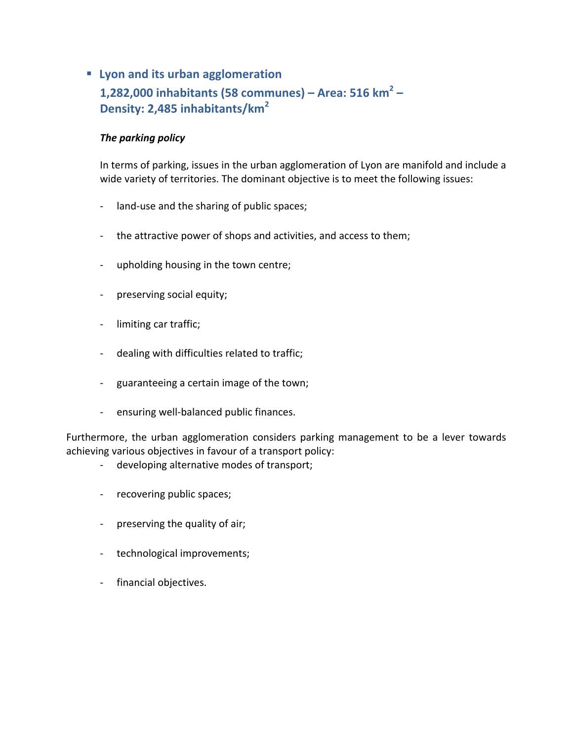- **Lyon and its urban agglomeration**
  **1,282,000 inhabitants (58 communes) – Area: 516 km$^2$ – Density: 2,485 inhabitants/km$^2$**

***The parking policy***

In terms of parking, issues in the urban agglomeration of Lyon are manifold and include a wide variety of territories. The dominant objective is to meet the following issues:

- land-use and the sharing of public spaces;
- the attractive power of shops and activities, and access to them;
- upholding housing in the town centre;
- preserving social equity;
- limiting car traffic;
- dealing with difficulties related to traffic;
- guaranteeing a certain image of the town;
- ensuring well-balanced public finances.

Furthermore, the urban agglomeration considers parking management to be a lever towards achieving various objectives in favour of a transport policy:

- developing alternative modes of transport;
- recovering public spaces;
- preserving the quality of air;
- technological improvements;
- financial objectives.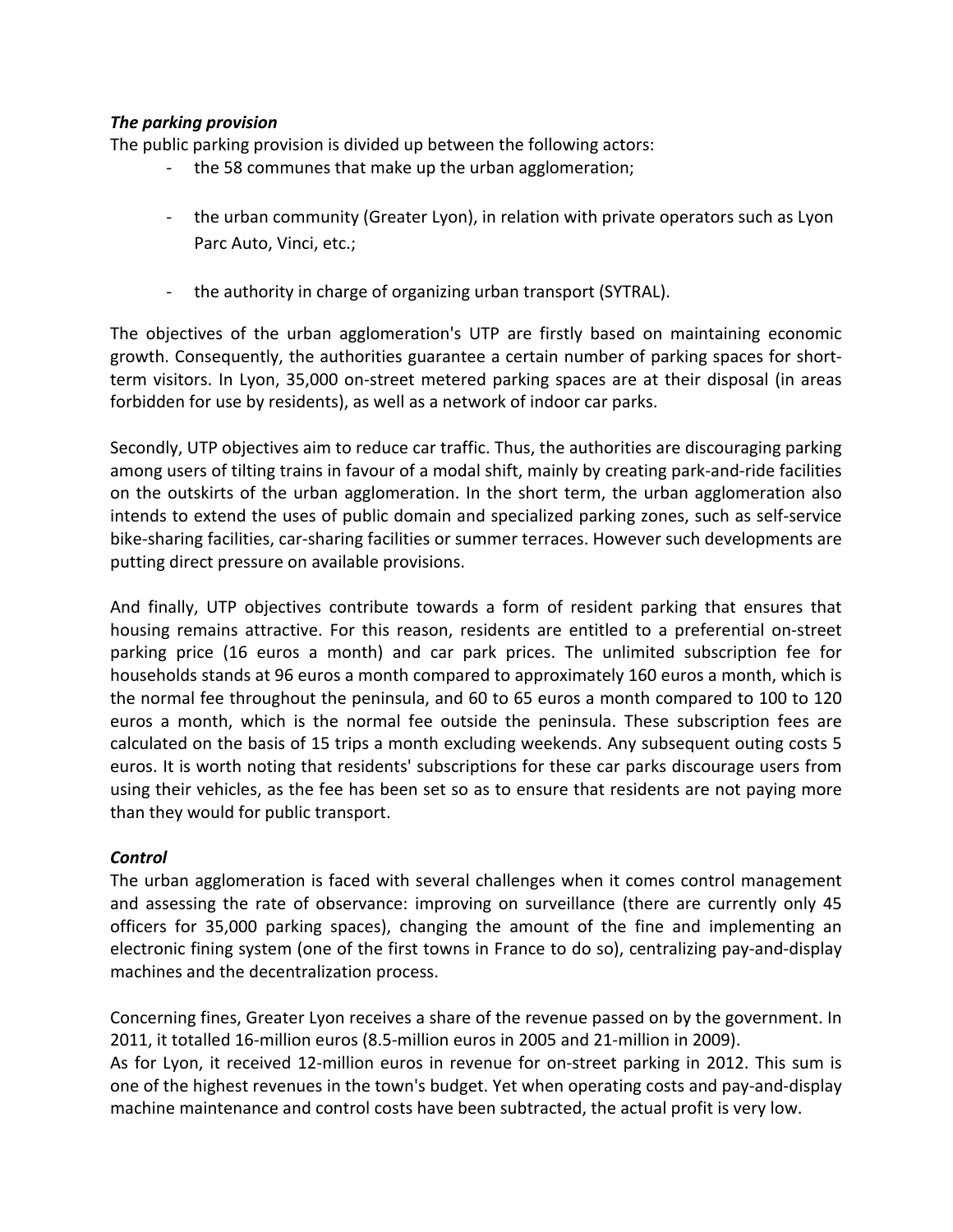***The parking provision***

The public parking provision is divided up between the following actors:

- the 58 communes that make up the urban agglomeration;
- the urban community (Greater Lyon), in relation with private operators such as Lyon Parc Auto, Vinci, etc.;
- the authority in charge of organizing urban transport (SYTRAL).

The objectives of the urban agglomeration's UTP are firstly based on maintaining economic growth. Consequently, the authorities guarantee a certain number of parking spaces for short-term visitors. In Lyon, 35,000 on-street metered parking spaces are at their disposal (in areas forbidden for use by residents), as well as a network of indoor car parks.

Secondly, UTP objectives aim to reduce car traffic. Thus, the authorities are discouraging parking among users of tilting trains in favour of a modal shift, mainly by creating park-and-ride facilities on the outskirts of the urban agglomeration. In the short term, the urban agglomeration also intends to extend the uses of public domain and specialized parking zones, such as self-service bike-sharing facilities, car-sharing facilities or summer terraces. However such developments are putting direct pressure on available provisions.

And finally, UTP objectives contribute towards a form of resident parking that ensures that housing remains attractive. For this reason, residents are entitled to a preferential on-street parking price (16 euros a month) and car park prices. The unlimited subscription fee for households stands at 96 euros a month compared to approximately 160 euros a month, which is the normal fee throughout the peninsula, and 60 to 65 euros a month compared to 100 to 120 euros a month, which is the normal fee outside the peninsula. These subscription fees are calculated on the basis of 15 trips a month excluding weekends. Any subsequent outing costs 5 euros. It is worth noting that residents' subscriptions for these car parks discourage users from using their vehicles, as the fee has been set so as to ensure that residents are not paying more than they would for public transport.

***Control***

The urban agglomeration is faced with several challenges when it comes control management and assessing the rate of observance: improving on surveillance (there are currently only 45 officers for 35,000 parking spaces), changing the amount of the fine and implementing an electronic fining system (one of the first towns in France to do so), centralizing pay-and-display machines and the decentralization process.

Concerning fines, Greater Lyon receives a share of the revenue passed on by the government. In 2011, it totalled 16-million euros (8.5-million euros in 2005 and 21-million in 2009).
As for Lyon, it received 12-million euros in revenue for on-street parking in 2012. This sum is one of the highest revenues in the town's budget. Yet when operating costs and pay-and-display machine maintenance and control costs have been subtracted, the actual profit is very low.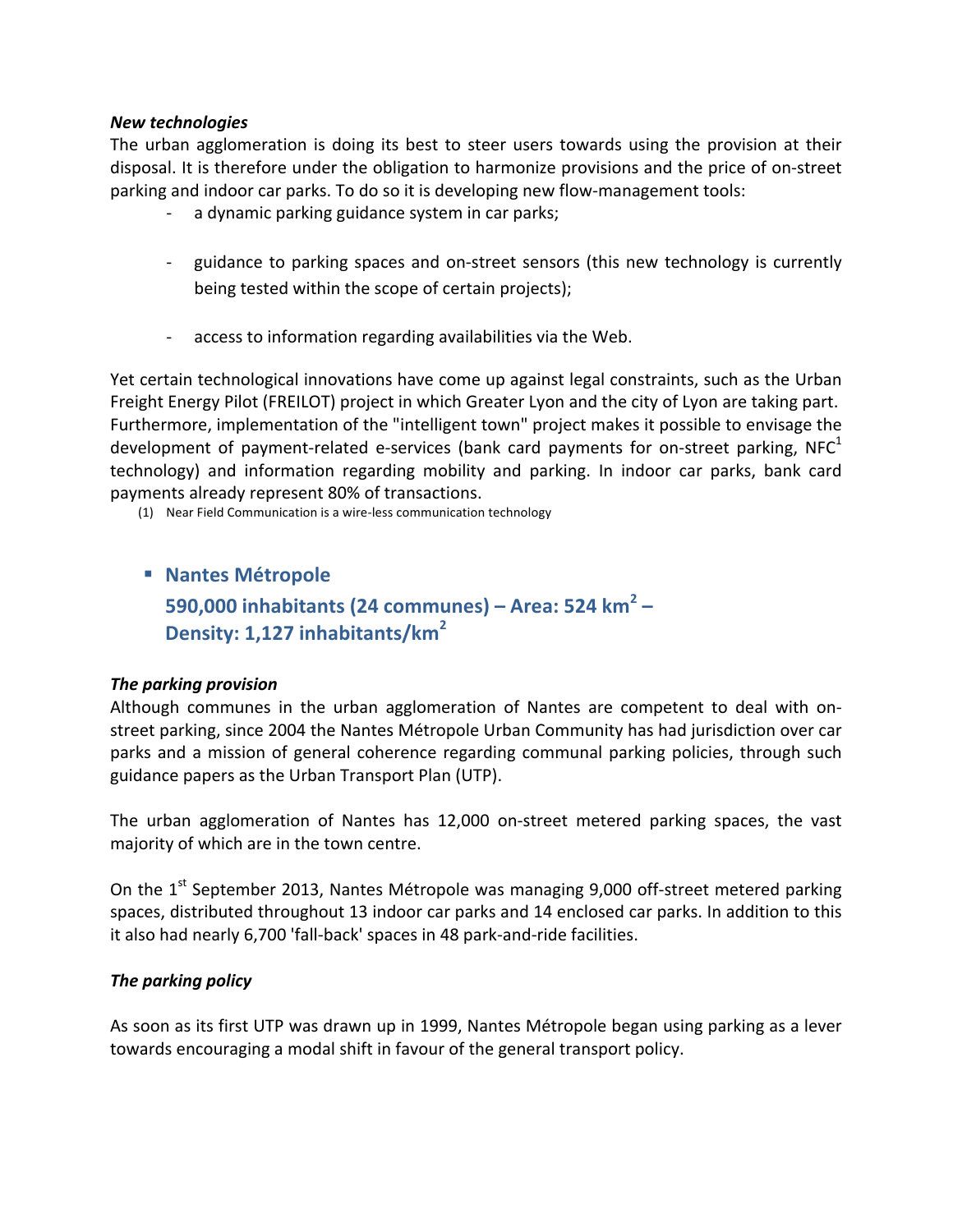***New technologies***

The urban agglomeration is doing its best to steer users towards using the provision at their disposal. It is therefore under the obligation to harmonize provisions and the price of on-street parking and indoor car parks. To do so it is developing new flow-management tools:

- a dynamic parking guidance system in car parks;
- guidance to parking spaces and on-street sensors (this new technology is currently being tested within the scope of certain projects);
- access to information regarding availabilities via the Web.

Yet certain technological innovations have come up against legal constraints, such as the Urban Freight Energy Pilot (FREILOT) project in which Greater Lyon and the city of Lyon are taking part. Furthermore, implementation of the "intelligent town" project makes it possible to envisage the development of payment-related e-services (bank card payments for on-street parking, NFC[1] technology) and information regarding mobility and parking. In indoor car parks, bank card payments already represent 80% of transactions.

(1) Near Field Communication is a wire-less communication technology

## Nantes Métropole
## 590,000 inhabitants (24 communes) – Area: 524 km² – Density: 1,127 inhabitants/km²

***The parking provision***

Although communes in the urban agglomeration of Nantes are competent to deal with on-street parking, since 2004 the Nantes Métropole Urban Community has had jurisdiction over car parks and a mission of general coherence regarding communal parking policies, through such guidance papers as the Urban Transport Plan (UTP).

The urban agglomeration of Nantes has 12,000 on-street metered parking spaces, the vast majority of which are in the town centre.

On the 1st September 2013, Nantes Métropole was managing 9,000 off-street metered parking spaces, distributed throughout 13 indoor car parks and 14 enclosed car parks. In addition to this it also had nearly 6,700 'fall-back' spaces in 48 park-and-ride facilities.

***The parking policy***

As soon as its first UTP was drawn up in 1999, Nantes Métropole began using parking as a lever towards encouraging a modal shift in favour of the general transport policy.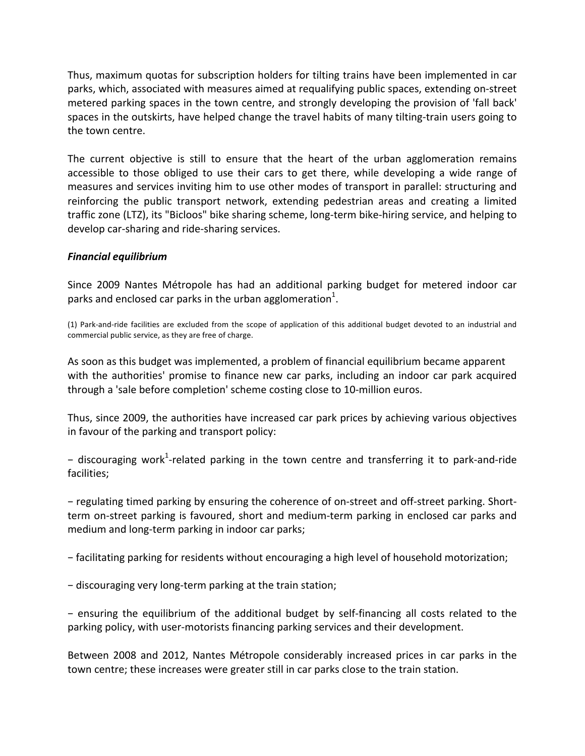Thus, maximum quotas for subscription holders for tilting trains have been implemented in car parks, which, associated with measures aimed at requalifying public spaces, extending on-street metered parking spaces in the town centre, and strongly developing the provision of 'fall back' spaces in the outskirts, have helped change the travel habits of many tilting-train users going to the town centre.

The current objective is still to ensure that the heart of the urban agglomeration remains accessible to those obliged to use their cars to get there, while developing a wide range of measures and services inviting him to use other modes of transport in parallel: structuring and reinforcing the public transport network, extending pedestrian areas and creating a limited traffic zone (LTZ), its "Bicloos" bike sharing scheme, long-term bike-hiring service, and helping to develop car-sharing and ride-sharing services.

***Financial equilibrium***

Since 2009 Nantes Métropole has had an additional parking budget for metered indoor car parks and enclosed car parks in the urban agglomeration[1].

(1) Park-and-ride facilities are excluded from the scope of application of this additional budget devoted to an industrial and commercial public service, as they are free of charge.

As soon as this budget was implemented, a problem of financial equilibrium became apparent with the authorities' promise to finance new car parks, including an indoor car park acquired through a 'sale before completion' scheme costing close to 10-million euros.

Thus, since 2009, the authorities have increased car park prices by achieving various objectives in favour of the parking and transport policy:

− discouraging work[1]-related parking in the town centre and transferring it to park-and-ride facilities;

− regulating timed parking by ensuring the coherence of on-street and off-street parking. Short-term on-street parking is favoured, short and medium-term parking in enclosed car parks and medium and long-term parking in indoor car parks;

− facilitating parking for residents without encouraging a high level of household motorization;

− discouraging very long-term parking at the train station;

− ensuring the equilibrium of the additional budget by self-financing all costs related to the parking policy, with user-motorists financing parking services and their development.

Between 2008 and 2012, Nantes Métropole considerably increased prices in car parks in the town centre; these increases were greater still in car parks close to the train station.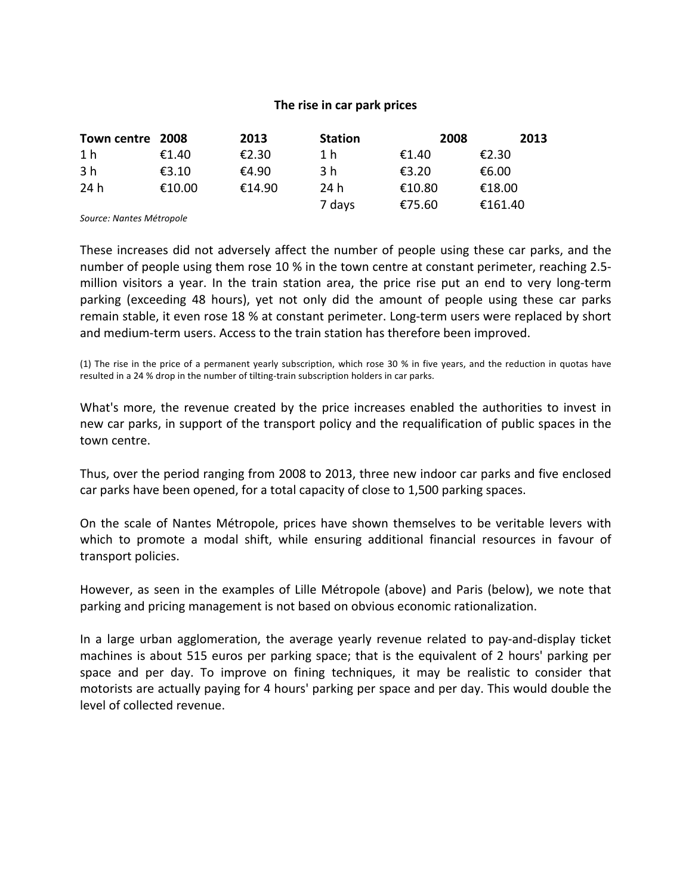**The rise in car park prices**

| Town centre | 2008 | 2013 | Station | 2008 | 2013 |
|---|---|---|---|---|---|
| 1 h | €1.40 | €2.30 | 1 h | €1.40 | €2.30 |
| 3 h | €3.10 | €4.90 | 3 h | €3.20 | €6.00 |
| 24 h | €10.00 | €14.90 | 24 h | €10.80 | €18.00 |
| | | | 7 days | €75.60 | €161.40 |

*Source: Nantes Métropole*

These increases did not adversely affect the number of people using these car parks, and the number of people using them rose 10 % in the town centre at constant perimeter, reaching 2.5-million visitors a year. In the train station area, the price rise put an end to very long-term parking (exceeding 48 hours), yet not only did the amount of people using these car parks remain stable, it even rose 18 % at constant perimeter. Long-term users were replaced by short and medium-term users. Access to the train station has therefore been improved.

(1) The rise in the price of a permanent yearly subscription, which rose 30 % in five years, and the reduction in quotas have resulted in a 24 % drop in the number of tilting-train subscription holders in car parks.

What's more, the revenue created by the price increases enabled the authorities to invest in new car parks, in support of the transport policy and the requalification of public spaces in the town centre.

Thus, over the period ranging from 2008 to 2013, three new indoor car parks and five enclosed car parks have been opened, for a total capacity of close to 1,500 parking spaces.

On the scale of Nantes Métropole, prices have shown themselves to be veritable levers with which to promote a modal shift, while ensuring additional financial resources in favour of transport policies.

However, as seen in the examples of Lille Métropole (above) and Paris (below), we note that parking and pricing management is not based on obvious economic rationalization.

In a large urban agglomeration, the average yearly revenue related to pay-and-display ticket machines is about 515 euros per parking space; that is the equivalent of 2 hours' parking per space and per day. To improve on fining techniques, it may be realistic to consider that motorists are actually paying for 4 hours' parking per space and per day. This would double the level of collected revenue.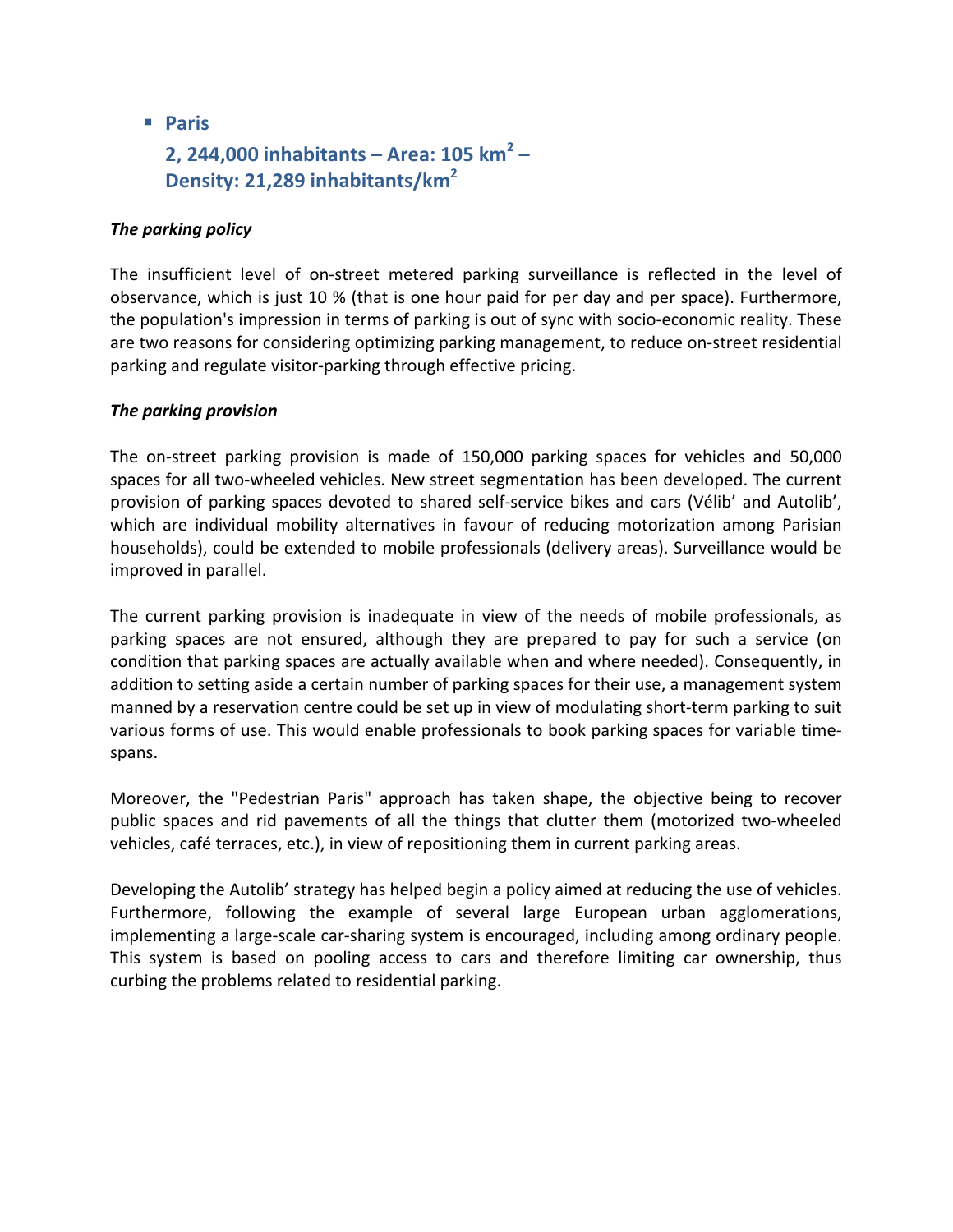- **Paris**
  **2, 244,000 inhabitants – Area: 105 km$^2$ – Density: 21,289 inhabitants/km$^2$**

***The parking policy***

The insufficient level of on-street metered parking surveillance is reflected in the level of observance, which is just 10 % (that is one hour paid for per day and per space). Furthermore, the population's impression in terms of parking is out of sync with socio-economic reality. These are two reasons for considering optimizing parking management, to reduce on-street residential parking and regulate visitor-parking through effective pricing.

***The parking provision***

The on-street parking provision is made of 150,000 parking spaces for vehicles and 50,000 spaces for all two-wheeled vehicles. New street segmentation has been developed. The current provision of parking spaces devoted to shared self-service bikes and cars (Vélib' and Autolib', which are individual mobility alternatives in favour of reducing motorization among Parisian households), could be extended to mobile professionals (delivery areas). Surveillance would be improved in parallel.

The current parking provision is inadequate in view of the needs of mobile professionals, as parking spaces are not ensured, although they are prepared to pay for such a service (on condition that parking spaces are actually available when and where needed). Consequently, in addition to setting aside a certain number of parking spaces for their use, a management system manned by a reservation centre could be set up in view of modulating short-term parking to suit various forms of use. This would enable professionals to book parking spaces for variable time-spans.

Moreover, the "Pedestrian Paris" approach has taken shape, the objective being to recover public spaces and rid pavements of all the things that clutter them (motorized two-wheeled vehicles, café terraces, etc.), in view of repositioning them in current parking areas.

Developing the Autolib' strategy has helped begin a policy aimed at reducing the use of vehicles. Furthermore, following the example of several large European urban agglomerations, implementing a large-scale car-sharing system is encouraged, including among ordinary people. This system is based on pooling access to cars and therefore limiting car ownership, thus curbing the problems related to residential parking.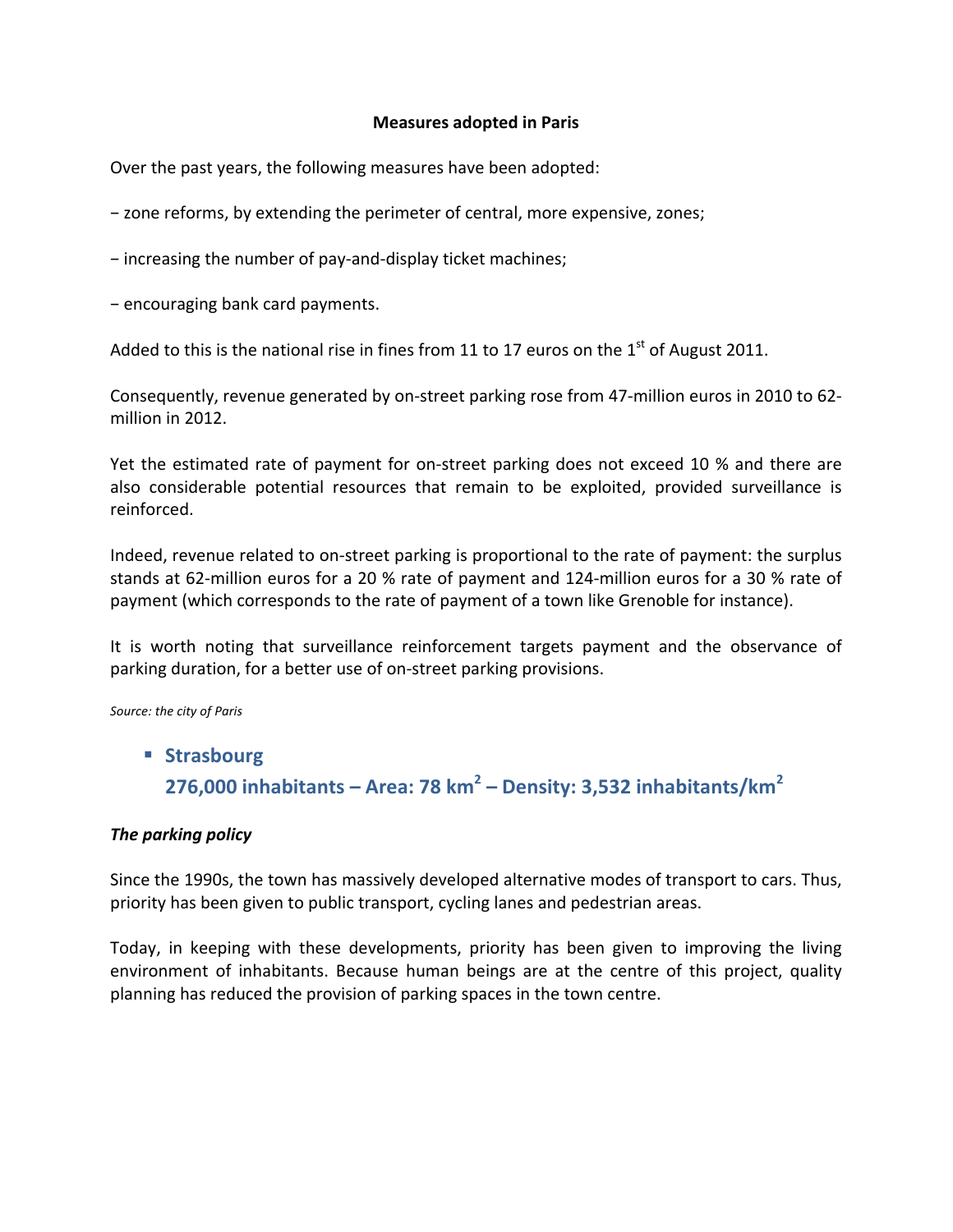**Measures adopted in Paris**

Over the past years, the following measures have been adopted:

− zone reforms, by extending the perimeter of central, more expensive, zones;

− increasing the number of pay-and-display ticket machines;

− encouraging bank card payments.

Added to this is the national rise in fines from 11 to 17 euros on the 1st of August 2011.

Consequently, revenue generated by on-street parking rose from 47-million euros in 2010 to 62-million in 2012.

Yet the estimated rate of payment for on-street parking does not exceed 10 % and there are also considerable potential resources that remain to be exploited, provided surveillance is reinforced.

Indeed, revenue related to on-street parking is proportional to the rate of payment: the surplus stands at 62-million euros for a 20 % rate of payment and 124-million euros for a 30 % rate of payment (which corresponds to the rate of payment of a town like Grenoble for instance).

It is worth noting that surveillance reinforcement targets payment and the observance of parking duration, for a better use of on-street parking provisions.

*Source: the city of Paris*

- **Strasbourg**
  **276,000 inhabitants – Area: 78 km$^2$ – Density: 3,532 inhabitants/km$^2$**

***The parking policy***

Since the 1990s, the town has massively developed alternative modes of transport to cars. Thus, priority has been given to public transport, cycling lanes and pedestrian areas.

Today, in keeping with these developments, priority has been given to improving the living environment of inhabitants. Because human beings are at the centre of this project, quality planning has reduced the provision of parking spaces in the town centre.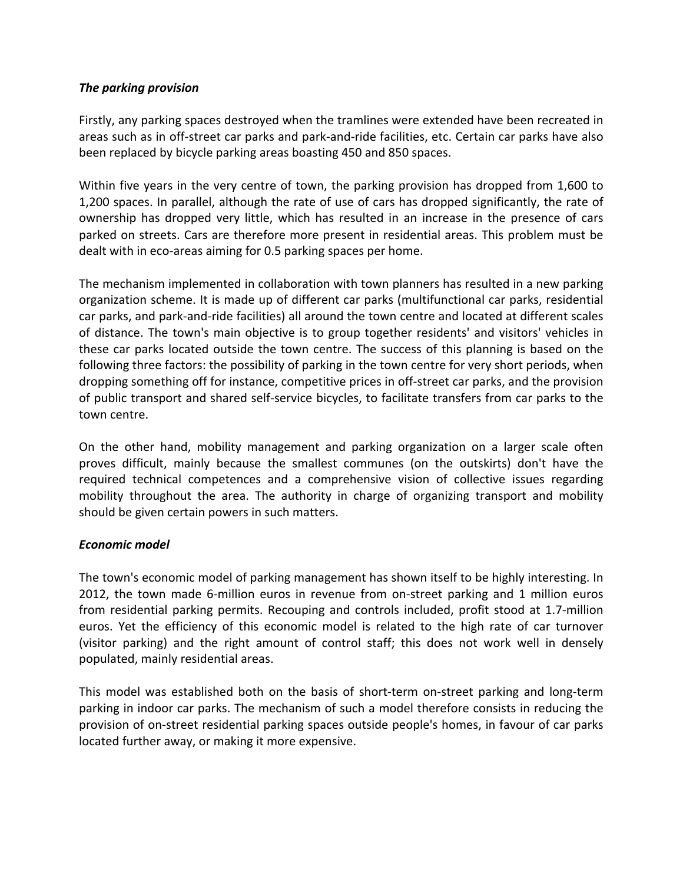***The parking provision***

Firstly, any parking spaces destroyed when the tramlines were extended have been recreated in areas such as in off-street car parks and park-and-ride facilities, etc. Certain car parks have also been replaced by bicycle parking areas boasting 450 and 850 spaces.

Within five years in the very centre of town, the parking provision has dropped from 1,600 to 1,200 spaces. In parallel, although the rate of use of cars has dropped significantly, the rate of ownership has dropped very little, which has resulted in an increase in the presence of cars parked on streets. Cars are therefore more present in residential areas. This problem must be dealt with in eco-areas aiming for 0.5 parking spaces per home.

The mechanism implemented in collaboration with town planners has resulted in a new parking organization scheme. It is made up of different car parks (multifunctional car parks, residential car parks, and park-and-ride facilities) all around the town centre and located at different scales of distance. The town's main objective is to group together residents' and visitors' vehicles in these car parks located outside the town centre. The success of this planning is based on the following three factors: the possibility of parking in the town centre for very short periods, when dropping something off for instance, competitive prices in off-street car parks, and the provision of public transport and shared self-service bicycles, to facilitate transfers from car parks to the town centre.

On the other hand, mobility management and parking organization on a larger scale often proves difficult, mainly because the smallest communes (on the outskirts) don't have the required technical competences and a comprehensive vision of collective issues regarding mobility throughout the area. The authority in charge of organizing transport and mobility should be given certain powers in such matters.

***Economic model***

The town's economic model of parking management has shown itself to be highly interesting. In 2012, the town made 6-million euros in revenue from on-street parking and 1 million euros from residential parking permits. Recouping and controls included, profit stood at 1.7-million euros. Yet the efficiency of this economic model is related to the high rate of car turnover (visitor parking) and the right amount of control staff; this does not work well in densely populated, mainly residential areas.

This model was established both on the basis of short-term on-street parking and long-term parking in indoor car parks. The mechanism of such a model therefore consists in reducing the provision of on-street residential parking spaces outside people's homes, in favour of car parks located further away, or making it more expensive.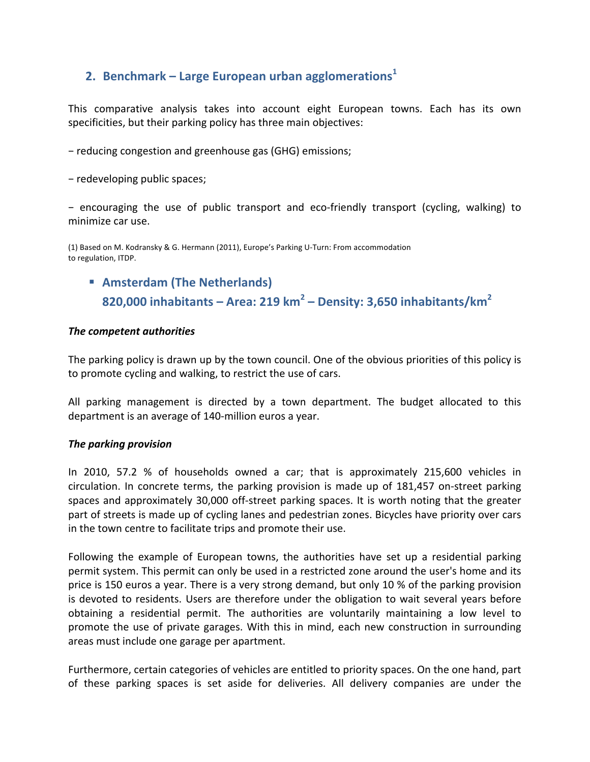## 2. Benchmark – Large European urban agglomerations[1]

This comparative analysis takes into account eight European towns. Each has its own specificities, but their parking policy has three main objectives:

− reducing congestion and greenhouse gas (GHG) emissions;

− redeveloping public spaces;

− encouraging the use of public transport and eco-friendly transport (cycling, walking) to minimize car use.

(1) Based on M. Kodransky & G. Hermann (2011), Europe's Parking U-Turn: From accommodation to regulation, ITDP.

### Amsterdam (The Netherlands)
### 820,000 inhabitants – Area: 219 km$^2$ – Density: 3,650 inhabitants/km$^2$

***The competent authorities***

The parking policy is drawn up by the town council. One of the obvious priorities of this policy is to promote cycling and walking, to restrict the use of cars.

All parking management is directed by a town department. The budget allocated to this department is an average of 140-million euros a year.

***The parking provision***

In 2010, 57.2 % of households owned a car; that is approximately 215,600 vehicles in circulation. In concrete terms, the parking provision is made up of 181,457 on-street parking spaces and approximately 30,000 off-street parking spaces. It is worth noting that the greater part of streets is made up of cycling lanes and pedestrian zones. Bicycles have priority over cars in the town centre to facilitate trips and promote their use.

Following the example of European towns, the authorities have set up a residential parking permit system. This permit can only be used in a restricted zone around the user's home and its price is 150 euros a year. There is a very strong demand, but only 10 % of the parking provision is devoted to residents. Users are therefore under the obligation to wait several years before obtaining a residential permit. The authorities are voluntarily maintaining a low level to promote the use of private garages. With this in mind, each new construction in surrounding areas must include one garage per apartment.

Furthermore, certain categories of vehicles are entitled to priority spaces. On the one hand, part of these parking spaces is set aside for deliveries. All delivery companies are under the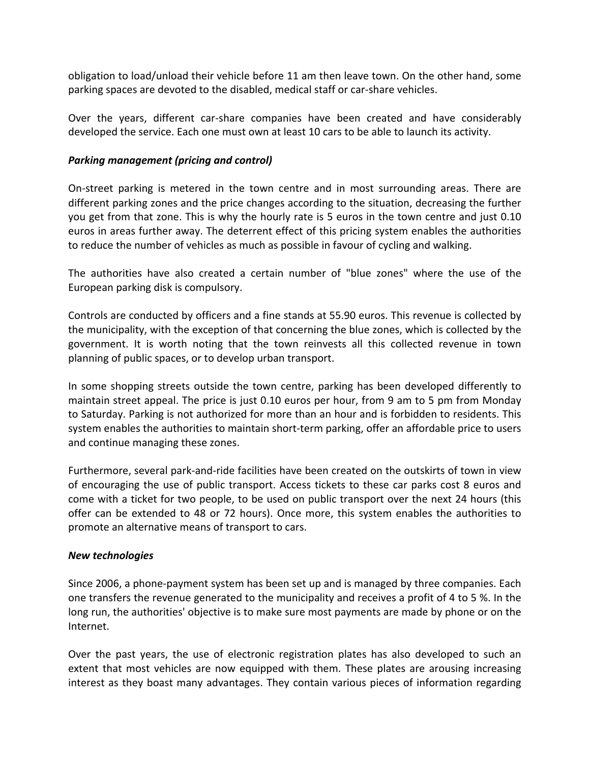obligation to load/unload their vehicle before 11 am then leave town. On the other hand, some parking spaces are devoted to the disabled, medical staff or car-share vehicles.

Over the years, different car-share companies have been created and have considerably developed the service. Each one must own at least 10 cars to be able to launch its activity.

***Parking management (pricing and control)***

On-street parking is metered in the town centre and in most surrounding areas. There are different parking zones and the price changes according to the situation, decreasing the further you get from that zone. This is why the hourly rate is 5 euros in the town centre and just 0.10 euros in areas further away. The deterrent effect of this pricing system enables the authorities to reduce the number of vehicles as much as possible in favour of cycling and walking.

The authorities have also created a certain number of "blue zones" where the use of the European parking disk is compulsory.

Controls are conducted by officers and a fine stands at 55.90 euros. This revenue is collected by the municipality, with the exception of that concerning the blue zones, which is collected by the government. It is worth noting that the town reinvests all this collected revenue in town planning of public spaces, or to develop urban transport.

In some shopping streets outside the town centre, parking has been developed differently to maintain street appeal. The price is just 0.10 euros per hour, from 9 am to 5 pm from Monday to Saturday. Parking is not authorized for more than an hour and is forbidden to residents. This system enables the authorities to maintain short-term parking, offer an affordable price to users and continue managing these zones.

Furthermore, several park-and-ride facilities have been created on the outskirts of town in view of encouraging the use of public transport. Access tickets to these car parks cost 8 euros and come with a ticket for two people, to be used on public transport over the next 24 hours (this offer can be extended to 48 or 72 hours). Once more, this system enables the authorities to promote an alternative means of transport to cars.

***New technologies***

Since 2006, a phone-payment system has been set up and is managed by three companies. Each one transfers the revenue generated to the municipality and receives a profit of 4 to 5 %. In the long run, the authorities' objective is to make sure most payments are made by phone or on the Internet.

Over the past years, the use of electronic registration plates has also developed to such an extent that most vehicles are now equipped with them. These plates are arousing increasing interest as they boast many advantages. They contain various pieces of information regarding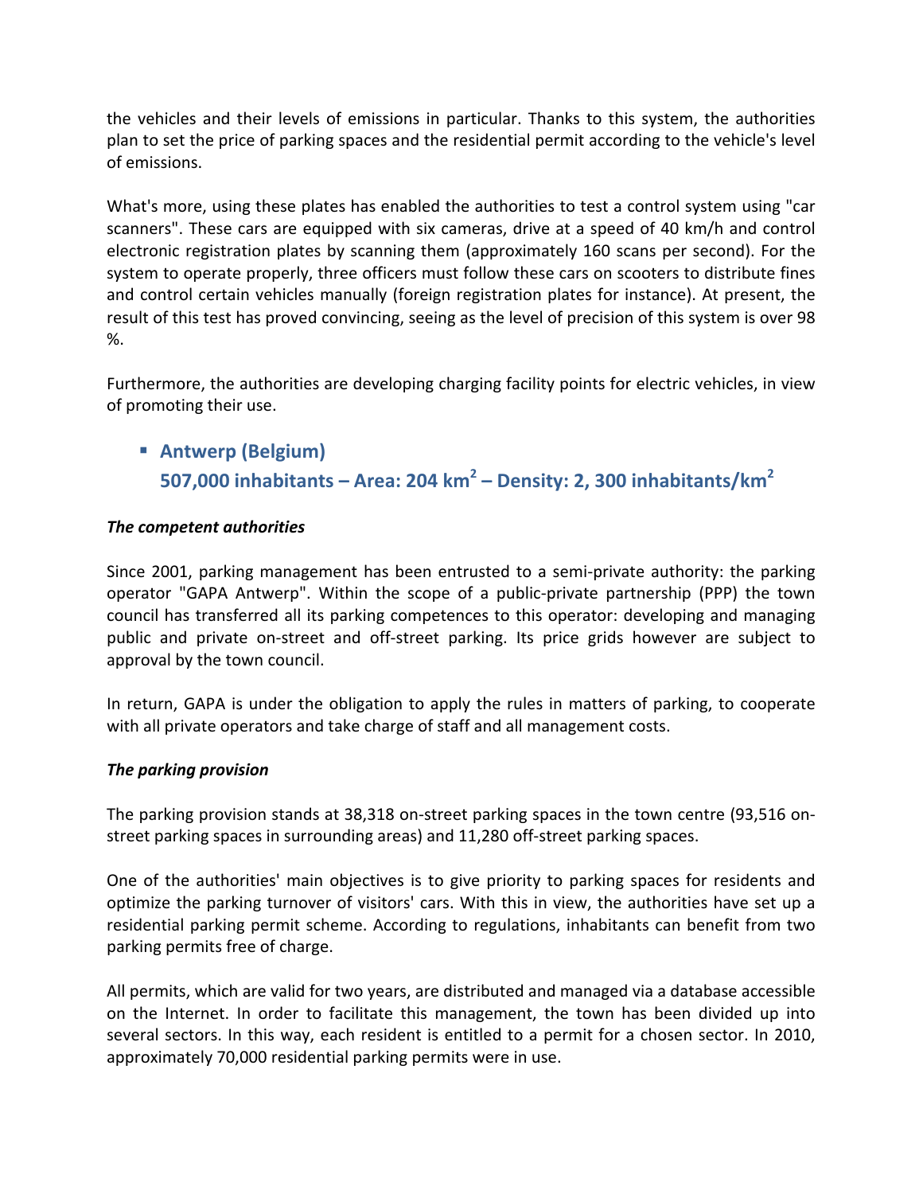the vehicles and their levels of emissions in particular. Thanks to this system, the authorities plan to set the price of parking spaces and the residential permit according to the vehicle's level of emissions.

What's more, using these plates has enabled the authorities to test a control system using "car scanners". These cars are equipped with six cameras, drive at a speed of 40 km/h and control electronic registration plates by scanning them (approximately 160 scans per second). For the system to operate properly, three officers must follow these cars on scooters to distribute fines and control certain vehicles manually (foreign registration plates for instance). At present, the result of this test has proved convincing, seeing as the level of precision of this system is over 98 %.

Furthermore, the authorities are developing charging facility points for electric vehicles, in view of promoting their use.

- **Antwerp (Belgium)**
  **507,000 inhabitants – Area: 204 km² – Density: 2, 300 inhabitants/km²**

***The competent authorities***

Since 2001, parking management has been entrusted to a semi-private authority: the parking operator "GAPA Antwerp". Within the scope of a public-private partnership (PPP) the town council has transferred all its parking competences to this operator: developing and managing public and private on-street and off-street parking. Its price grids however are subject to approval by the town council.

In return, GAPA is under the obligation to apply the rules in matters of parking, to cooperate with all private operators and take charge of staff and all management costs.

***The parking provision***

The parking provision stands at 38,318 on-street parking spaces in the town centre (93,516 on-street parking spaces in surrounding areas) and 11,280 off-street parking spaces.

One of the authorities' main objectives is to give priority to parking spaces for residents and optimize the parking turnover of visitors' cars. With this in view, the authorities have set up a residential parking permit scheme. According to regulations, inhabitants can benefit from two parking permits free of charge.

All permits, which are valid for two years, are distributed and managed via a database accessible on the Internet. In order to facilitate this management, the town has been divided up into several sectors. In this way, each resident is entitled to a permit for a chosen sector. In 2010, approximately 70,000 residential parking permits were in use.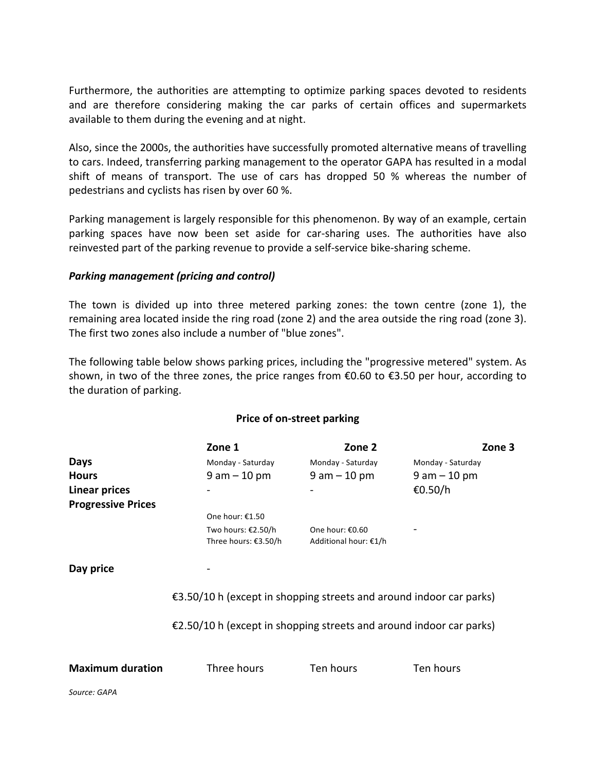Furthermore, the authorities are attempting to optimize parking spaces devoted to residents and are therefore considering making the car parks of certain offices and supermarkets available to them during the evening and at night.

Also, since the 2000s, the authorities have successfully promoted alternative means of travelling to cars. Indeed, transferring parking management to the operator GAPA has resulted in a modal shift of means of transport. The use of cars has dropped 50 % whereas the number of pedestrians and cyclists has risen by over 60 %.

Parking management is largely responsible for this phenomenon. By way of an example, certain parking spaces have now been set aside for car-sharing uses. The authorities have also reinvested part of the parking revenue to provide a self-service bike-sharing scheme.

***Parking management (pricing and control)***

The town is divided up into three metered parking zones: the town centre (zone 1), the remaining area located inside the ring road (zone 2) and the area outside the ring road (zone 3). The first two zones also include a number of "blue zones".

The following table below shows parking prices, including the "progressive metered" system. As shown, in two of the three zones, the price ranges from €0.60 to €3.50 per hour, according to the duration of parking.

**Price of on-street parking**

| | Zone 1 | Zone 2 | Zone 3 |
|---|---|---|---|
| **Days** | Monday - Saturday | Monday - Saturday | Monday - Saturday |
| **Hours** | 9 am – 10 pm | 9 am – 10 pm | 9 am – 10 pm |
| **Linear prices** | - | - | €0.50/h |
| **Progressive Prices** | One hour: €1.50<br>Two hours: €2.50/h<br>Three hours: €3.50/h | One hour: €0.60<br>Additional hour: €1/h | - |
| **Day price** | - | €3.50/10 h (except in shopping streets and around indoor car parks) | €2.50/10 h (except in shopping streets and around indoor car parks) |
| **Maximum duration** | Three hours | Ten hours | Ten hours |

*Source: GAPA*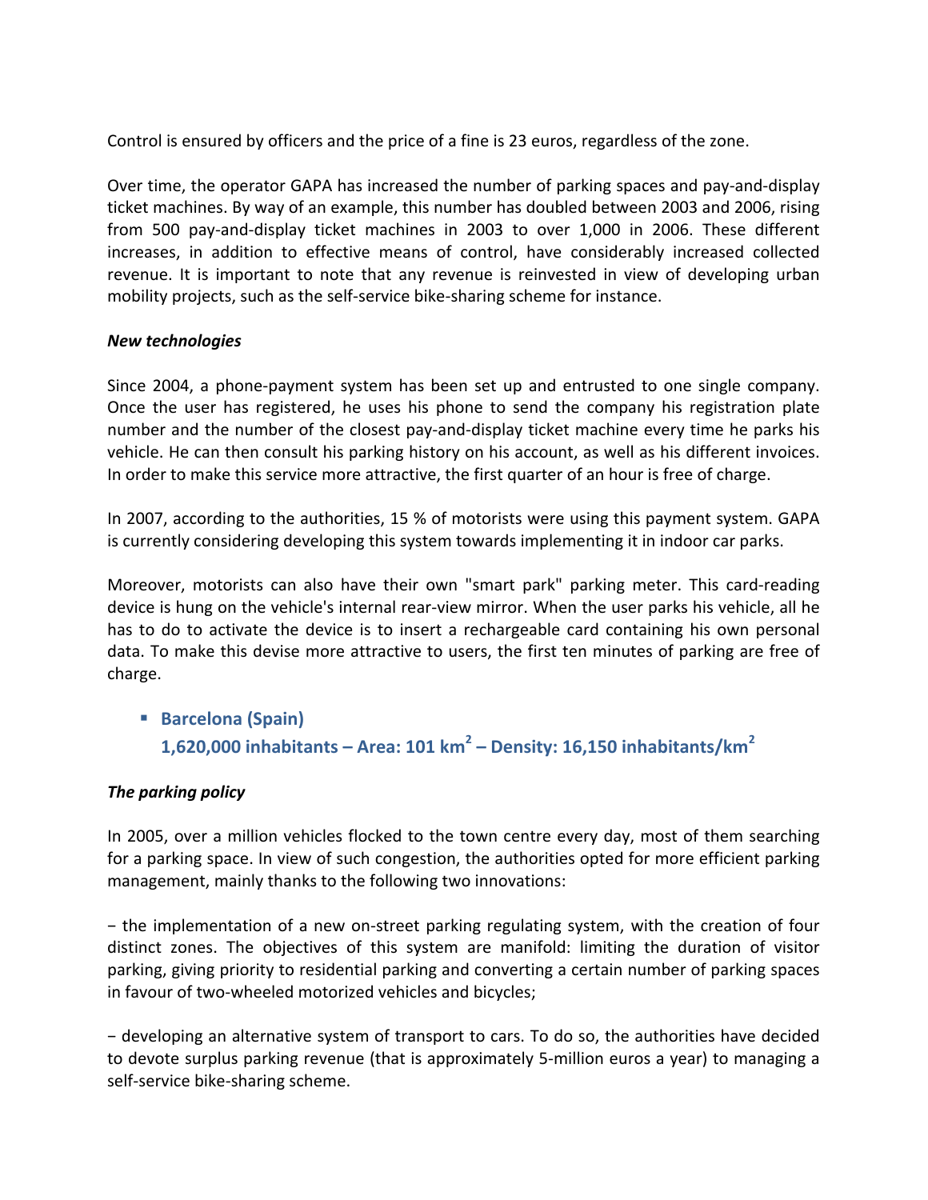Control is ensured by officers and the price of a fine is 23 euros, regardless of the zone.

Over time, the operator GAPA has increased the number of parking spaces and pay-and-display ticket machines. By way of an example, this number has doubled between 2003 and 2006, rising from 500 pay-and-display ticket machines in 2003 to over 1,000 in 2006. These different increases, in addition to effective means of control, have considerably increased collected revenue. It is important to note that any revenue is reinvested in view of developing urban mobility projects, such as the self-service bike-sharing scheme for instance.

***New technologies***

Since 2004, a phone-payment system has been set up and entrusted to one single company. Once the user has registered, he uses his phone to send the company his registration plate number and the number of the closest pay-and-display ticket machine every time he parks his vehicle. He can then consult his parking history on his account, as well as his different invoices. In order to make this service more attractive, the first quarter of an hour is free of charge.

In 2007, according to the authorities, 15 % of motorists were using this payment system. GAPA is currently considering developing this system towards implementing it in indoor car parks.

Moreover, motorists can also have their own "smart park" parking meter. This card-reading device is hung on the vehicle's internal rear-view mirror. When the user parks his vehicle, all he has to do to activate the device is to insert a rechargeable card containing his own personal data. To make this devise more attractive to users, the first ten minutes of parking are free of charge.

- **Barcelona (Spain)**
  **1,620,000 inhabitants – Area: 101 km² – Density: 16,150 inhabitants/km²**

***The parking policy***

In 2005, over a million vehicles flocked to the town centre every day, most of them searching for a parking space. In view of such congestion, the authorities opted for more efficient parking management, mainly thanks to the following two innovations:

− the implementation of a new on-street parking regulating system, with the creation of four distinct zones. The objectives of this system are manifold: limiting the duration of visitor parking, giving priority to residential parking and converting a certain number of parking spaces in favour of two-wheeled motorized vehicles and bicycles;

− developing an alternative system of transport to cars. To do so, the authorities have decided to devote surplus parking revenue (that is approximately 5-million euros a year) to managing a self-service bike-sharing scheme.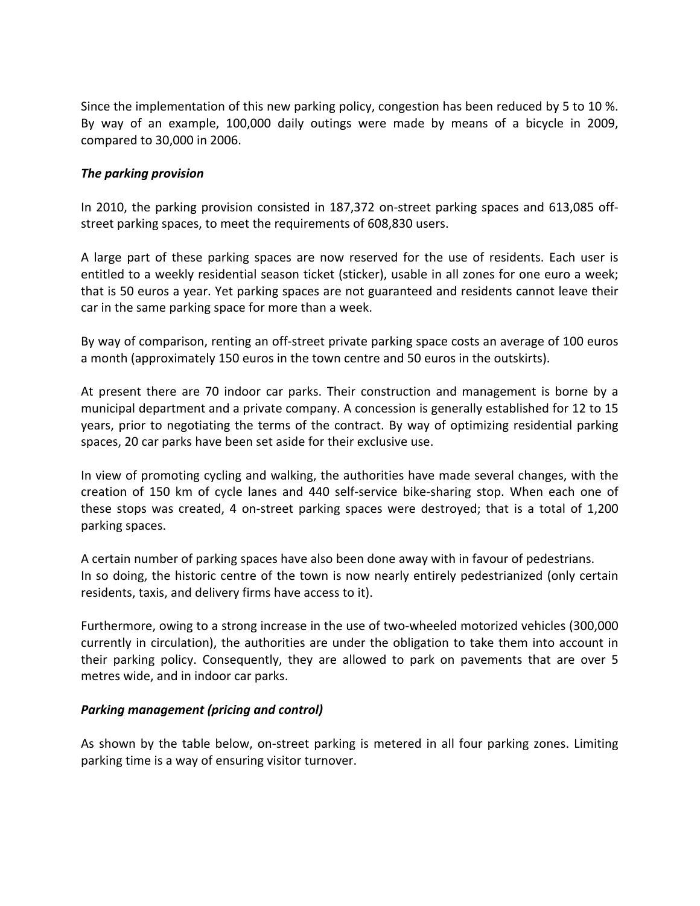Since the implementation of this new parking policy, congestion has been reduced by 5 to 10 %. By way of an example, 100,000 daily outings were made by means of a bicycle in 2009, compared to 30,000 in 2006.

***The parking provision***

In 2010, the parking provision consisted in 187,372 on-street parking spaces and 613,085 off-street parking spaces, to meet the requirements of 608,830 users.

A large part of these parking spaces are now reserved for the use of residents. Each user is entitled to a weekly residential season ticket (sticker), usable in all zones for one euro a week; that is 50 euros a year. Yet parking spaces are not guaranteed and residents cannot leave their car in the same parking space for more than a week.

By way of comparison, renting an off-street private parking space costs an average of 100 euros a month (approximately 150 euros in the town centre and 50 euros in the outskirts).

At present there are 70 indoor car parks. Their construction and management is borne by a municipal department and a private company. A concession is generally established for 12 to 15 years, prior to negotiating the terms of the contract. By way of optimizing residential parking spaces, 20 car parks have been set aside for their exclusive use.

In view of promoting cycling and walking, the authorities have made several changes, with the creation of 150 km of cycle lanes and 440 self-service bike-sharing stop. When each one of these stops was created, 4 on-street parking spaces were destroyed; that is a total of 1,200 parking spaces.

A certain number of parking spaces have also been done away with in favour of pedestrians.
In so doing, the historic centre of the town is now nearly entirely pedestrianized (only certain residents, taxis, and delivery firms have access to it).

Furthermore, owing to a strong increase in the use of two-wheeled motorized vehicles (300,000 currently in circulation), the authorities are under the obligation to take them into account in their parking policy. Consequently, they are allowed to park on pavements that are over 5 metres wide, and in indoor car parks.

***Parking management (pricing and control)***

As shown by the table below, on-street parking is metered in all four parking zones. Limiting parking time is a way of ensuring visitor turnover.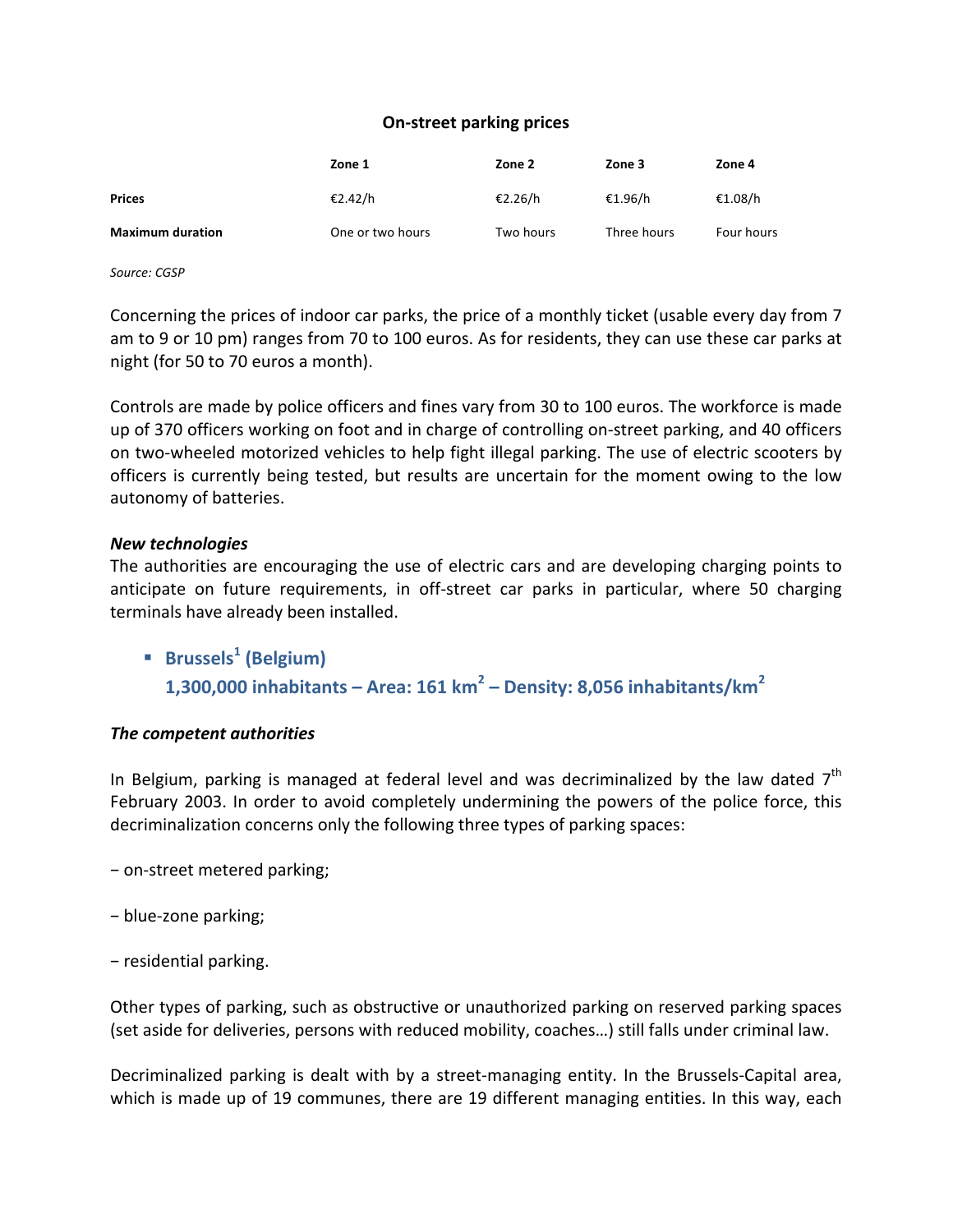**On-street parking prices**

| | Zone 1 | Zone 2 | Zone 3 | Zone 4 |
|---|---|---|---|---|
| **Prices** | €2.42/h | €2.26/h | €1.96/h | €1.08/h |
| **Maximum duration** | One or two hours | Two hours | Three hours | Four hours |

*Source: CGSP*

Concerning the prices of indoor car parks, the price of a monthly ticket (usable every day from 7 am to 9 or 10 pm) ranges from 70 to 100 euros. As for residents, they can use these car parks at night (for 50 to 70 euros a month).

Controls are made by police officers and fines vary from 30 to 100 euros. The workforce is made up of 370 officers working on foot and in charge of controlling on-street parking, and 40 officers on two-wheeled motorized vehicles to help fight illegal parking. The use of electric scooters by officers is currently being tested, but results are uncertain for the moment owing to the low autonomy of batteries.

***New technologies***

The authorities are encouraging the use of electric cars and are developing charging points to anticipate on future requirements, in off-street car parks in particular, where 50 charging terminals have already been installed.

- **Brussels[1] (Belgium)**
  **1,300,000 inhabitants – Area: 161 km² – Density: 8,056 inhabitants/km²**

***The competent authorities***

In Belgium, parking is managed at federal level and was decriminalized by the law dated 7th February 2003. In order to avoid completely undermining the powers of the police force, this decriminalization concerns only the following three types of parking spaces:

− on-street metered parking;

− blue-zone parking;

− residential parking.

Other types of parking, such as obstructive or unauthorized parking on reserved parking spaces (set aside for deliveries, persons with reduced mobility, coaches…) still falls under criminal law.

Decriminalized parking is dealt with by a street-managing entity. In the Brussels-Capital area, which is made up of 19 communes, there are 19 different managing entities. In this way, each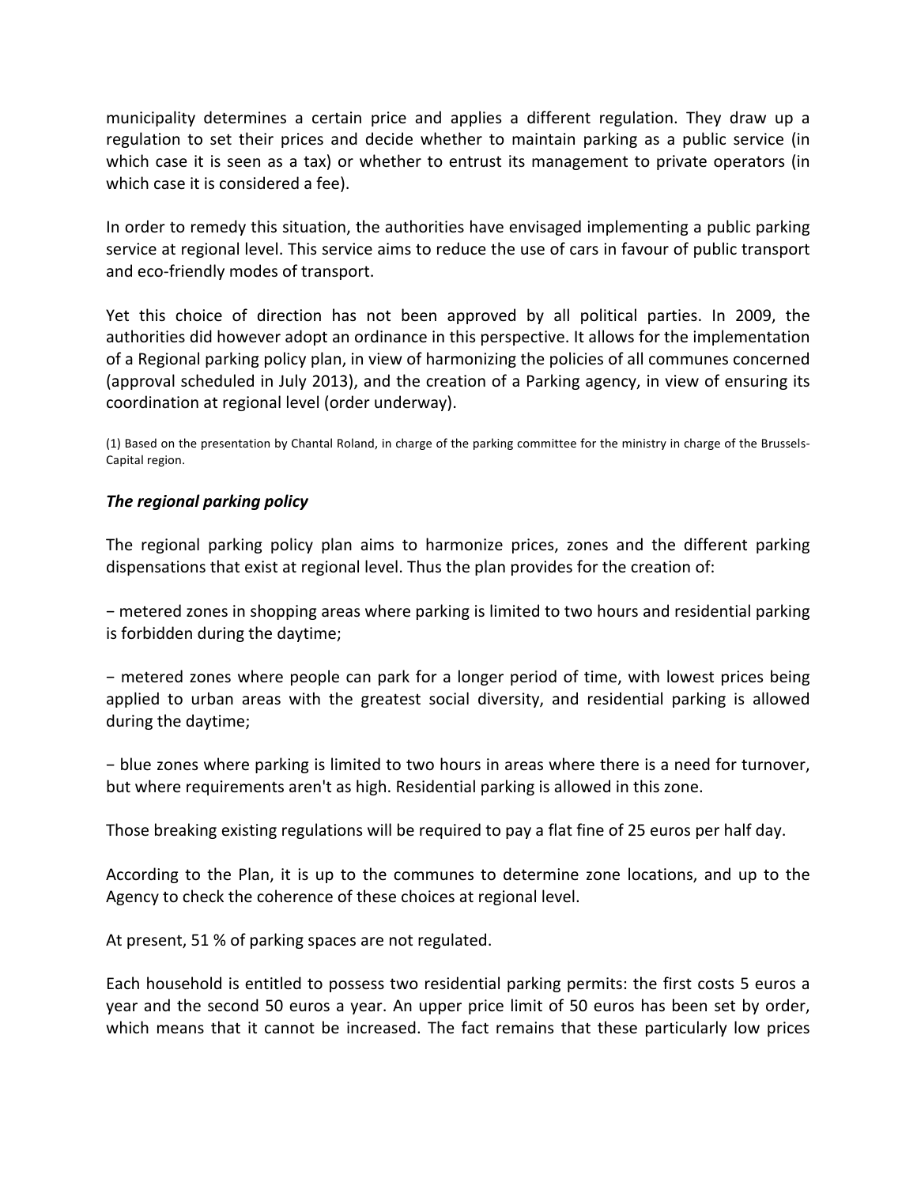municipality determines a certain price and applies a different regulation. They draw up a regulation to set their prices and decide whether to maintain parking as a public service (in which case it is seen as a tax) or whether to entrust its management to private operators (in which case it is considered a fee).

In order to remedy this situation, the authorities have envisaged implementing a public parking service at regional level. This service aims to reduce the use of cars in favour of public transport and eco-friendly modes of transport.

Yet this choice of direction has not been approved by all political parties. In 2009, the authorities did however adopt an ordinance in this perspective. It allows for the implementation of a Regional parking policy plan, in view of harmonizing the policies of all communes concerned (approval scheduled in July 2013), and the creation of a Parking agency, in view of ensuring its coordination at regional level (order underway).

(1) Based on the presentation by Chantal Roland, in charge of the parking committee for the ministry in charge of the Brussels-Capital region.

### *The regional parking policy*

The regional parking policy plan aims to harmonize prices, zones and the different parking dispensations that exist at regional level. Thus the plan provides for the creation of:

− metered zones in shopping areas where parking is limited to two hours and residential parking is forbidden during the daytime;

− metered zones where people can park for a longer period of time, with lowest prices being applied to urban areas with the greatest social diversity, and residential parking is allowed during the daytime;

− blue zones where parking is limited to two hours in areas where there is a need for turnover, but where requirements aren't as high. Residential parking is allowed in this zone.

Those breaking existing regulations will be required to pay a flat fine of 25 euros per half day.

According to the Plan, it is up to the communes to determine zone locations, and up to the Agency to check the coherence of these choices at regional level.

At present, 51 % of parking spaces are not regulated.

Each household is entitled to possess two residential parking permits: the first costs 5 euros a year and the second 50 euros a year. An upper price limit of 50 euros has been set by order, which means that it cannot be increased. The fact remains that these particularly low prices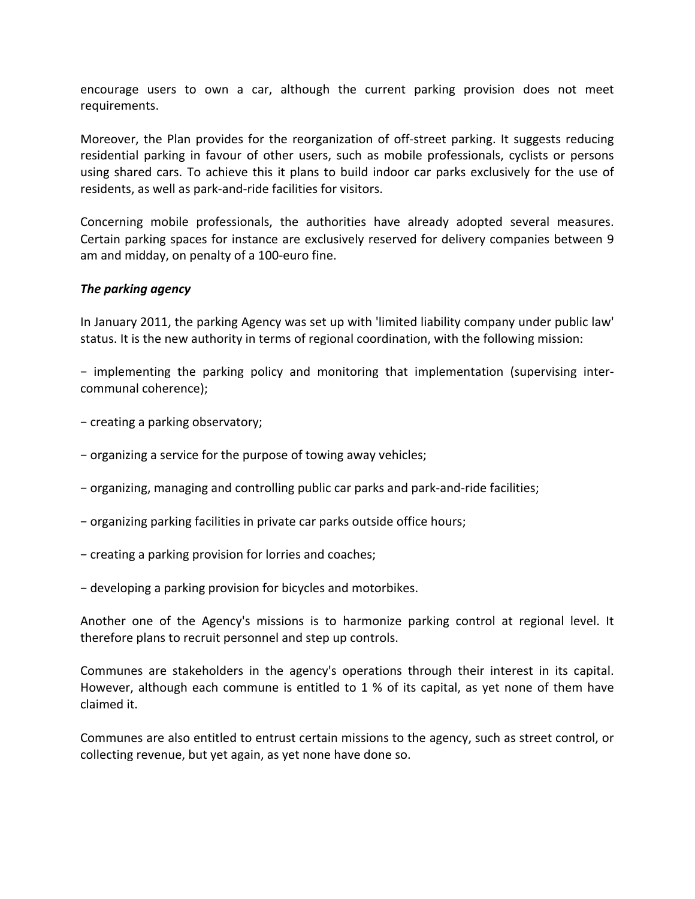encourage users to own a car, although the current parking provision does not meet requirements.

Moreover, the Plan provides for the reorganization of off-street parking. It suggests reducing residential parking in favour of other users, such as mobile professionals, cyclists or persons using shared cars. To achieve this it plans to build indoor car parks exclusively for the use of residents, as well as park-and-ride facilities for visitors.

Concerning mobile professionals, the authorities have already adopted several measures. Certain parking spaces for instance are exclusively reserved for delivery companies between 9 am and midday, on penalty of a 100-euro fine.

***The parking agency***

In January 2011, the parking Agency was set up with 'limited liability company under public law' status. It is the new authority in terms of regional coordination, with the following mission:

− implementing the parking policy and monitoring that implementation (supervising inter-communal coherence);

− creating a parking observatory;

− organizing a service for the purpose of towing away vehicles;

− organizing, managing and controlling public car parks and park-and-ride facilities;

− organizing parking facilities in private car parks outside office hours;

− creating a parking provision for lorries and coaches;

− developing a parking provision for bicycles and motorbikes.

Another one of the Agency's missions is to harmonize parking control at regional level. It therefore plans to recruit personnel and step up controls.

Communes are stakeholders in the agency's operations through their interest in its capital. However, although each commune is entitled to 1 % of its capital, as yet none of them have claimed it.

Communes are also entitled to entrust certain missions to the agency, such as street control, or collecting revenue, but yet again, as yet none have done so.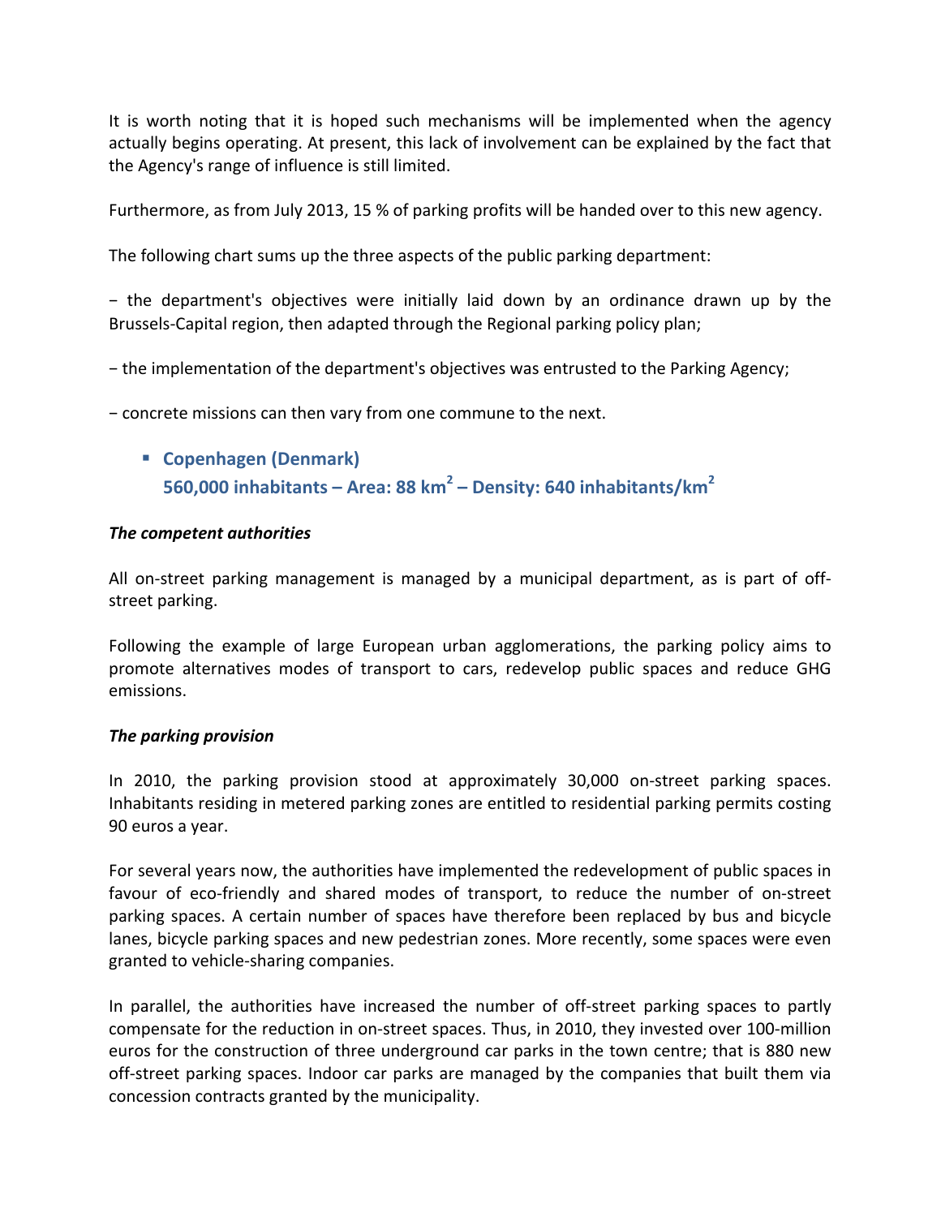It is worth noting that it is hoped such mechanisms will be implemented when the agency actually begins operating. At present, this lack of involvement can be explained by the fact that the Agency's range of influence is still limited.

Furthermore, as from July 2013, 15 % of parking profits will be handed over to this new agency.

The following chart sums up the three aspects of the public parking department:

− the department's objectives were initially laid down by an ordinance drawn up by the Brussels-Capital region, then adapted through the Regional parking policy plan;

− the implementation of the department's objectives was entrusted to the Parking Agency;

− concrete missions can then vary from one commune to the next.

- **Copenhagen (Denmark)**
  **560,000 inhabitants – Area: 88 km² – Density: 640 inhabitants/km²**

***The competent authorities***

All on-street parking management is managed by a municipal department, as is part of off-street parking.

Following the example of large European urban agglomerations, the parking policy aims to promote alternatives modes of transport to cars, redevelop public spaces and reduce GHG emissions.

***The parking provision***

In 2010, the parking provision stood at approximately 30,000 on-street parking spaces. Inhabitants residing in metered parking zones are entitled to residential parking permits costing 90 euros a year.

For several years now, the authorities have implemented the redevelopment of public spaces in favour of eco-friendly and shared modes of transport, to reduce the number of on-street parking spaces. A certain number of spaces have therefore been replaced by bus and bicycle lanes, bicycle parking spaces and new pedestrian zones. More recently, some spaces were even granted to vehicle-sharing companies.

In parallel, the authorities have increased the number of off-street parking spaces to partly compensate for the reduction in on-street spaces. Thus, in 2010, they invested over 100-million euros for the construction of three underground car parks in the town centre; that is 880 new off-street parking spaces. Indoor car parks are managed by the companies that built them via concession contracts granted by the municipality.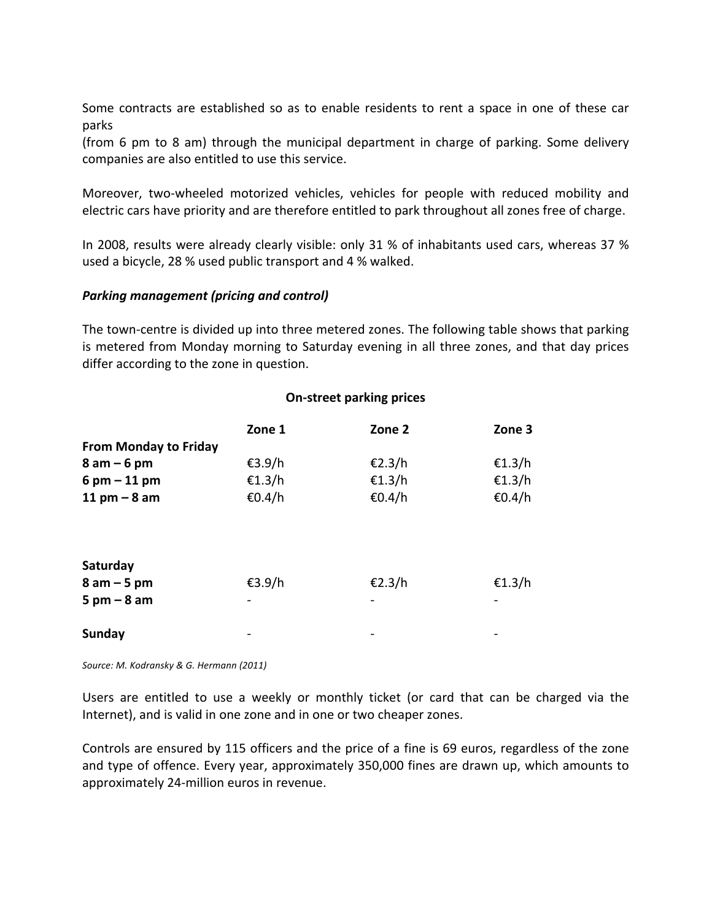Some contracts are established so as to enable residents to rent a space in one of these car parks
(from 6 pm to 8 am) through the municipal department in charge of parking. Some delivery companies are also entitled to use this service.

Moreover, two-wheeled motorized vehicles, vehicles for people with reduced mobility and electric cars have priority and are therefore entitled to park throughout all zones free of charge.

In 2008, results were already clearly visible: only 31 % of inhabitants used cars, whereas 37 % used a bicycle, 28 % used public transport and 4 % walked.

***Parking management (pricing and control)***

The town-centre is divided up into three metered zones. The following table shows that parking is metered from Monday morning to Saturday evening in all three zones, and that day prices differ according to the zone in question.

**On-street parking prices**

| | Zone 1 | Zone 2 | Zone 3 |
|---|---|---|---|
| **From Monday to Friday** | | | |
| **8 am – 6 pm** | €3.9/h | €2.3/h | €1.3/h |
| **6 pm – 11 pm** | €1.3/h | €1.3/h | €1.3/h |
| **11 pm – 8 am** | €0.4/h | €0.4/h | €0.4/h |
| **Saturday** | | | |
| **8 am – 5 pm** | €3.9/h | €2.3/h | €1.3/h |
| **5 pm – 8 am** | - | - | - |
| **Sunday** | - | - | - |

*Source: M. Kodransky & G. Hermann (2011)*

Users are entitled to use a weekly or monthly ticket (or card that can be charged via the Internet), and is valid in one zone and in one or two cheaper zones.

Controls are ensured by 115 officers and the price of a fine is 69 euros, regardless of the zone and type of offence. Every year, approximately 350,000 fines are drawn up, which amounts to approximately 24-million euros in revenue.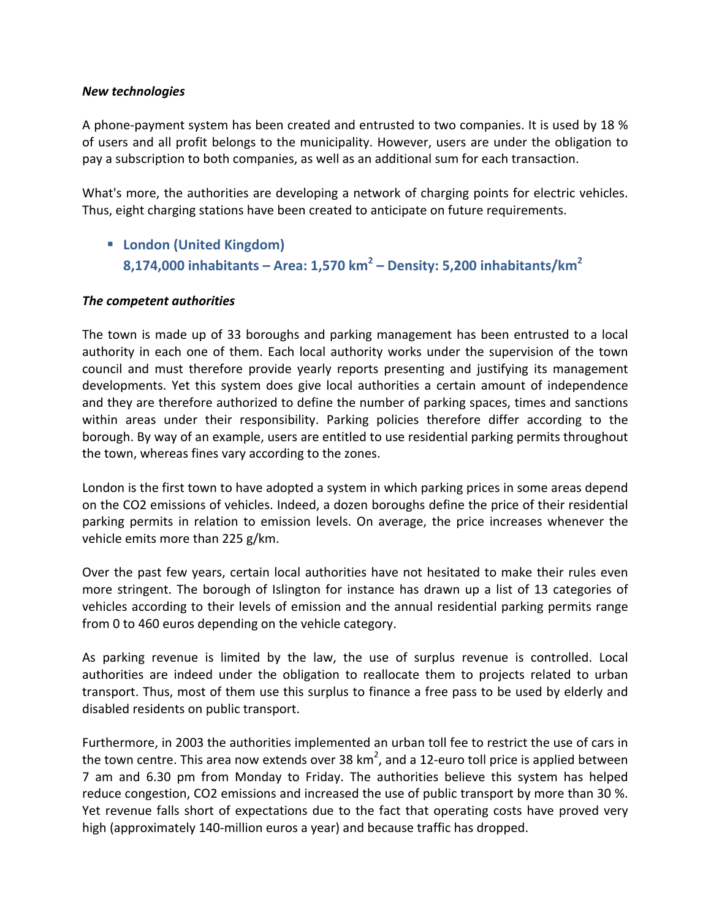***New technologies***

A phone-payment system has been created and entrusted to two companies. It is used by 18 % of users and all profit belongs to the municipality. However, users are under the obligation to pay a subscription to both companies, as well as an additional sum for each transaction.

What's more, the authorities are developing a network of charging points for electric vehicles. Thus, eight charging stations have been created to anticipate on future requirements.

- **London (United Kingdom)**
  **8,174,000 inhabitants – Area: 1,570 km$^2$ – Density: 5,200 inhabitants/km$^2$**

***The competent authorities***

The town is made up of 33 boroughs and parking management has been entrusted to a local authority in each one of them. Each local authority works under the supervision of the town council and must therefore provide yearly reports presenting and justifying its management developments. Yet this system does give local authorities a certain amount of independence and they are therefore authorized to define the number of parking spaces, times and sanctions within areas under their responsibility. Parking policies therefore differ according to the borough. By way of an example, users are entitled to use residential parking permits throughout the town, whereas fines vary according to the zones.

London is the first town to have adopted a system in which parking prices in some areas depend on the $CO_2$ emissions of vehicles. Indeed, a dozen boroughs define the price of their residential parking permits in relation to emission levels. On average, the price increases whenever the vehicle emits more than 225 g/km.

Over the past few years, certain local authorities have not hesitated to make their rules even more stringent. The borough of Islington for instance has drawn up a list of 13 categories of vehicles according to their levels of emission and the annual residential parking permits range from 0 to 460 euros depending on the vehicle category.

As parking revenue is limited by the law, the use of surplus revenue is controlled. Local authorities are indeed under the obligation to reallocate them to projects related to urban transport. Thus, most of them use this surplus to finance a free pass to be used by elderly and disabled residents on public transport.

Furthermore, in 2003 the authorities implemented an urban toll fee to restrict the use of cars in the town centre. This area now extends over 38 km$^2$, and a 12-euro toll price is applied between 7 am and 6.30 pm from Monday to Friday. The authorities believe this system has helped reduce congestion, $CO_2$ emissions and increased the use of public transport by more than 30 %. Yet revenue falls short of expectations due to the fact that operating costs have proved very high (approximately 140-million euros a year) and because traffic has dropped.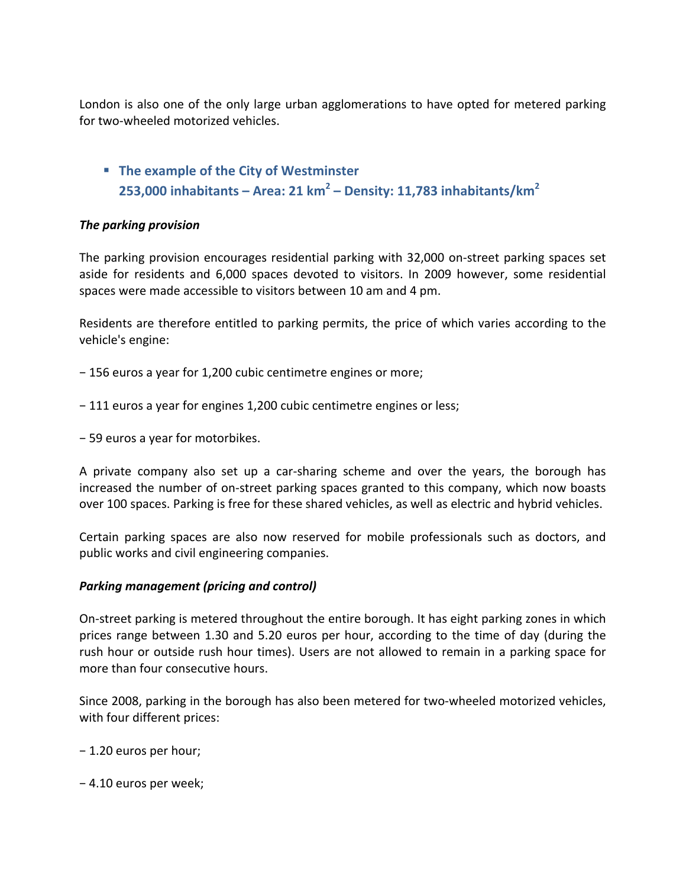London is also one of the only large urban agglomerations to have opted for metered parking for two-wheeled motorized vehicles.

- **The example of the City of Westminster**
  **253,000 inhabitants – Area: 21 km$^2$ – Density: 11,783 inhabitants/km$^2$**

***The parking provision***

The parking provision encourages residential parking with 32,000 on-street parking spaces set aside for residents and 6,000 spaces devoted to visitors. In 2009 however, some residential spaces were made accessible to visitors between 10 am and 4 pm.

Residents are therefore entitled to parking permits, the price of which varies according to the vehicle's engine:

− 156 euros a year for 1,200 cubic centimetre engines or more;

− 111 euros a year for engines 1,200 cubic centimetre engines or less;

− 59 euros a year for motorbikes.

A private company also set up a car-sharing scheme and over the years, the borough has increased the number of on-street parking spaces granted to this company, which now boasts over 100 spaces. Parking is free for these shared vehicles, as well as electric and hybrid vehicles.

Certain parking spaces are also now reserved for mobile professionals such as doctors, and public works and civil engineering companies.

***Parking management (pricing and control)***

On-street parking is metered throughout the entire borough. It has eight parking zones in which prices range between 1.30 and 5.20 euros per hour, according to the time of day (during the rush hour or outside rush hour times). Users are not allowed to remain in a parking space for more than four consecutive hours.

Since 2008, parking in the borough has also been metered for two-wheeled motorized vehicles, with four different prices:

− 1.20 euros per hour;

− 4.10 euros per week;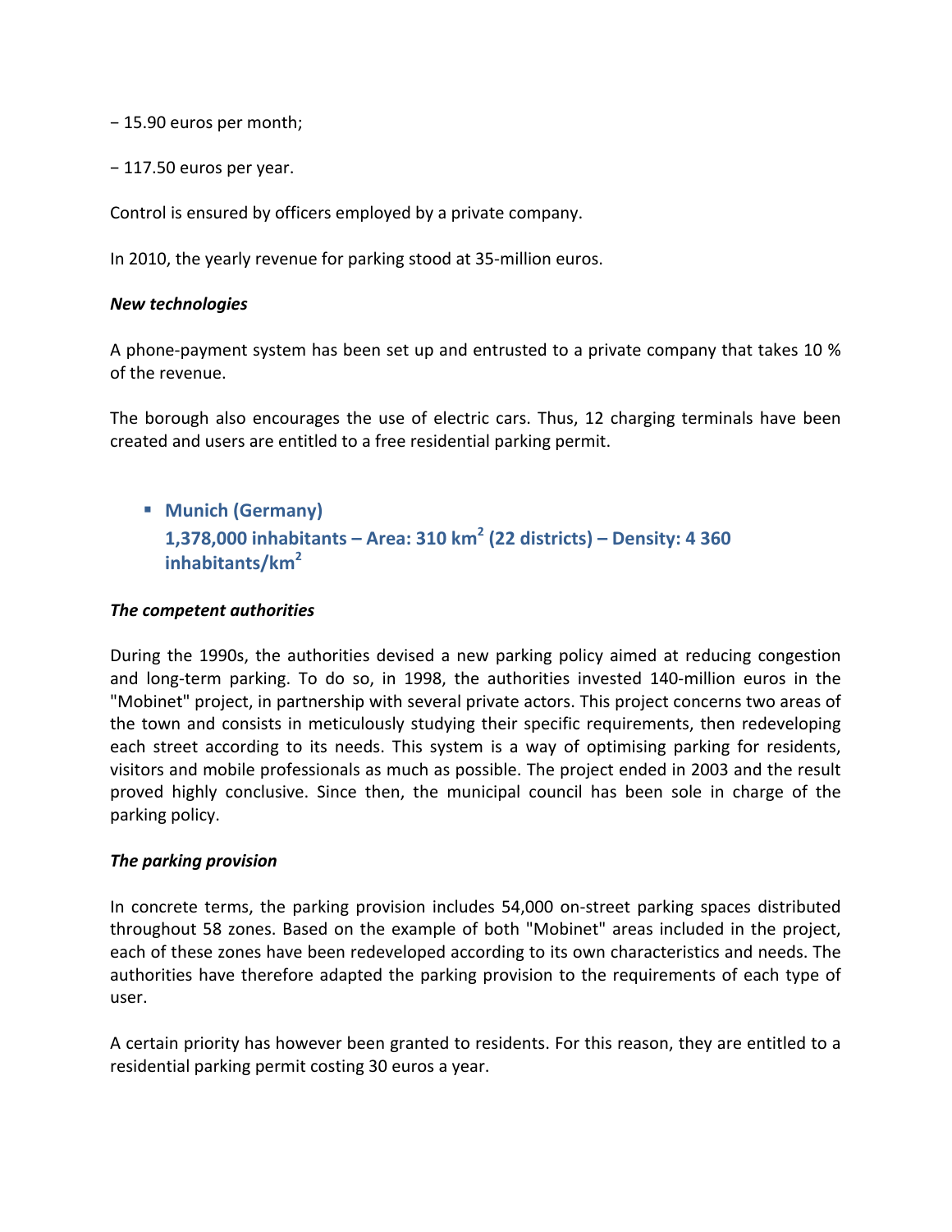− 15.90 euros per month;

− 117.50 euros per year.

Control is ensured by officers employed by a private company.

In 2010, the yearly revenue for parking stood at 35-million euros.

***New technologies***

A phone-payment system has been set up and entrusted to a private company that takes 10 % of the revenue.

The borough also encourages the use of electric cars. Thus, 12 charging terminals have been created and users are entitled to a free residential parking permit.

- **Munich (Germany)**
  **1,378,000 inhabitants – Area: 310 km$^2$ (22 districts) – Density: 4 360 inhabitants/km$^2$**

***The competent authorities***

During the 1990s, the authorities devised a new parking policy aimed at reducing congestion and long-term parking. To do so, in 1998, the authorities invested 140-million euros in the "Mobinet" project, in partnership with several private actors. This project concerns two areas of the town and consists in meticulously studying their specific requirements, then redeveloping each street according to its needs. This system is a way of optimising parking for residents, visitors and mobile professionals as much as possible. The project ended in 2003 and the result proved highly conclusive. Since then, the municipal council has been sole in charge of the parking policy.

***The parking provision***

In concrete terms, the parking provision includes 54,000 on-street parking spaces distributed throughout 58 zones. Based on the example of both "Mobinet" areas included in the project, each of these zones have been redeveloped according to its own characteristics and needs. The authorities have therefore adapted the parking provision to the requirements of each type of user.

A certain priority has however been granted to residents. For this reason, they are entitled to a residential parking permit costing 30 euros a year.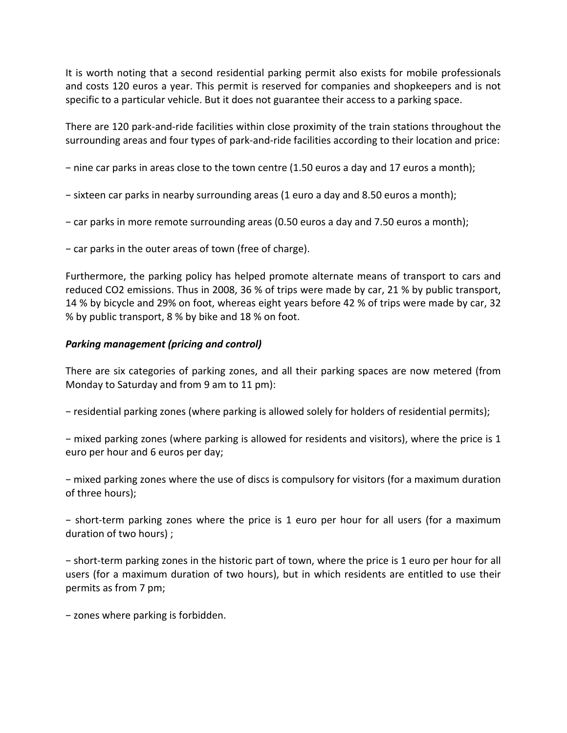It is worth noting that a second residential parking permit also exists for mobile professionals and costs 120 euros a year. This permit is reserved for companies and shopkeepers and is not specific to a particular vehicle. But it does not guarantee their access to a parking space.

There are 120 park-and-ride facilities within close proximity of the train stations throughout the surrounding areas and four types of park-and-ride facilities according to their location and price:

- nine car parks in areas close to the town centre (1.50 euros a day and 17 euros a month);

- sixteen car parks in nearby surrounding areas (1 euro a day and 8.50 euros a month);

- car parks in more remote surrounding areas (0.50 euros a day and 7.50 euros a month);

- car parks in the outer areas of town (free of charge).

Furthermore, the parking policy has helped promote alternate means of transport to cars and reduced $CO_2$ emissions. Thus in 2008, 36 % of trips were made by car, 21 % by public transport, 14 % by bicycle and 29% on foot, whereas eight years before 42 % of trips were made by car, 32 % by public transport, 8 % by bike and 18 % on foot.

***Parking management (pricing and control)***

There are six categories of parking zones, and all their parking spaces are now metered (from Monday to Saturday and from 9 am to 11 pm):

- residential parking zones (where parking is allowed solely for holders of residential permits);

- mixed parking zones (where parking is allowed for residents and visitors), where the price is 1 euro per hour and 6 euros per day;

- mixed parking zones where the use of discs is compulsory for visitors (for a maximum duration of three hours);

- short-term parking zones where the price is 1 euro per hour for all users (for a maximum duration of two hours) ;

- short-term parking zones in the historic part of town, where the price is 1 euro per hour for all users (for a maximum duration of two hours), but in which residents are entitled to use their permits as from 7 pm;

- zones where parking is forbidden.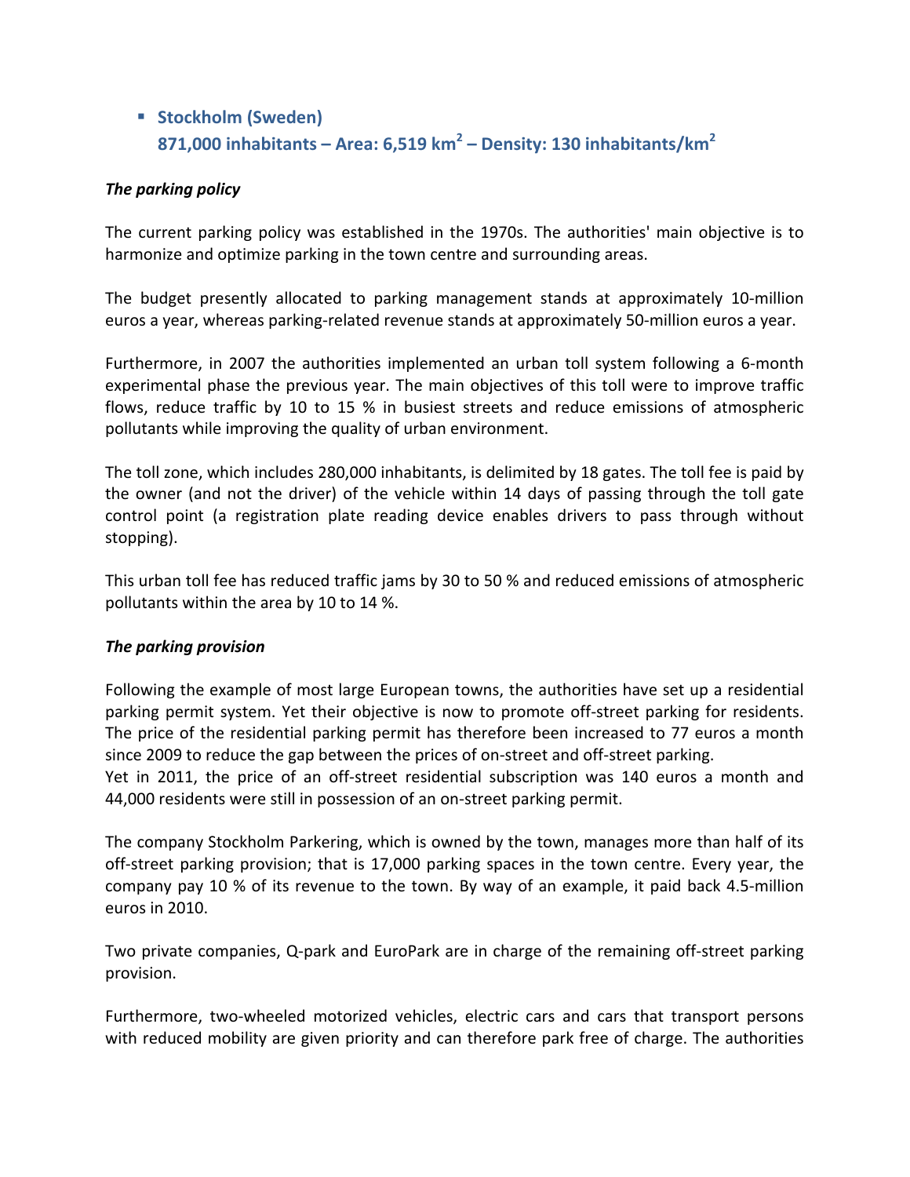- **Stockholm (Sweden)**
  **871,000 inhabitants – Area: 6,519 km$^2$ – Density: 130 inhabitants/km$^2$**

***The parking policy***

The current parking policy was established in the 1970s. The authorities' main objective is to harmonize and optimize parking in the town centre and surrounding areas.

The budget presently allocated to parking management stands at approximately 10-million euros a year, whereas parking-related revenue stands at approximately 50-million euros a year.

Furthermore, in 2007 the authorities implemented an urban toll system following a 6-month experimental phase the previous year. The main objectives of this toll were to improve traffic flows, reduce traffic by 10 to 15 % in busiest streets and reduce emissions of atmospheric pollutants while improving the quality of urban environment.

The toll zone, which includes 280,000 inhabitants, is delimited by 18 gates. The toll fee is paid by the owner (and not the driver) of the vehicle within 14 days of passing through the toll gate control point (a registration plate reading device enables drivers to pass through without stopping).

This urban toll fee has reduced traffic jams by 30 to 50 % and reduced emissions of atmospheric pollutants within the area by 10 to 14 %.

***The parking provision***

Following the example of most large European towns, the authorities have set up a residential parking permit system. Yet their objective is now to promote off-street parking for residents. The price of the residential parking permit has therefore been increased to 77 euros a month since 2009 to reduce the gap between the prices of on-street and off-street parking.
Yet in 2011, the price of an off-street residential subscription was 140 euros a month and 44,000 residents were still in possession of an on-street parking permit.

The company Stockholm Parkering, which is owned by the town, manages more than half of its off-street parking provision; that is 17,000 parking spaces in the town centre. Every year, the company pay 10 % of its revenue to the town. By way of an example, it paid back 4.5-million euros in 2010.

Two private companies, Q-park and EuroPark are in charge of the remaining off-street parking provision.

Furthermore, two-wheeled motorized vehicles, electric cars and cars that transport persons with reduced mobility are given priority and can therefore park free of charge. The authorities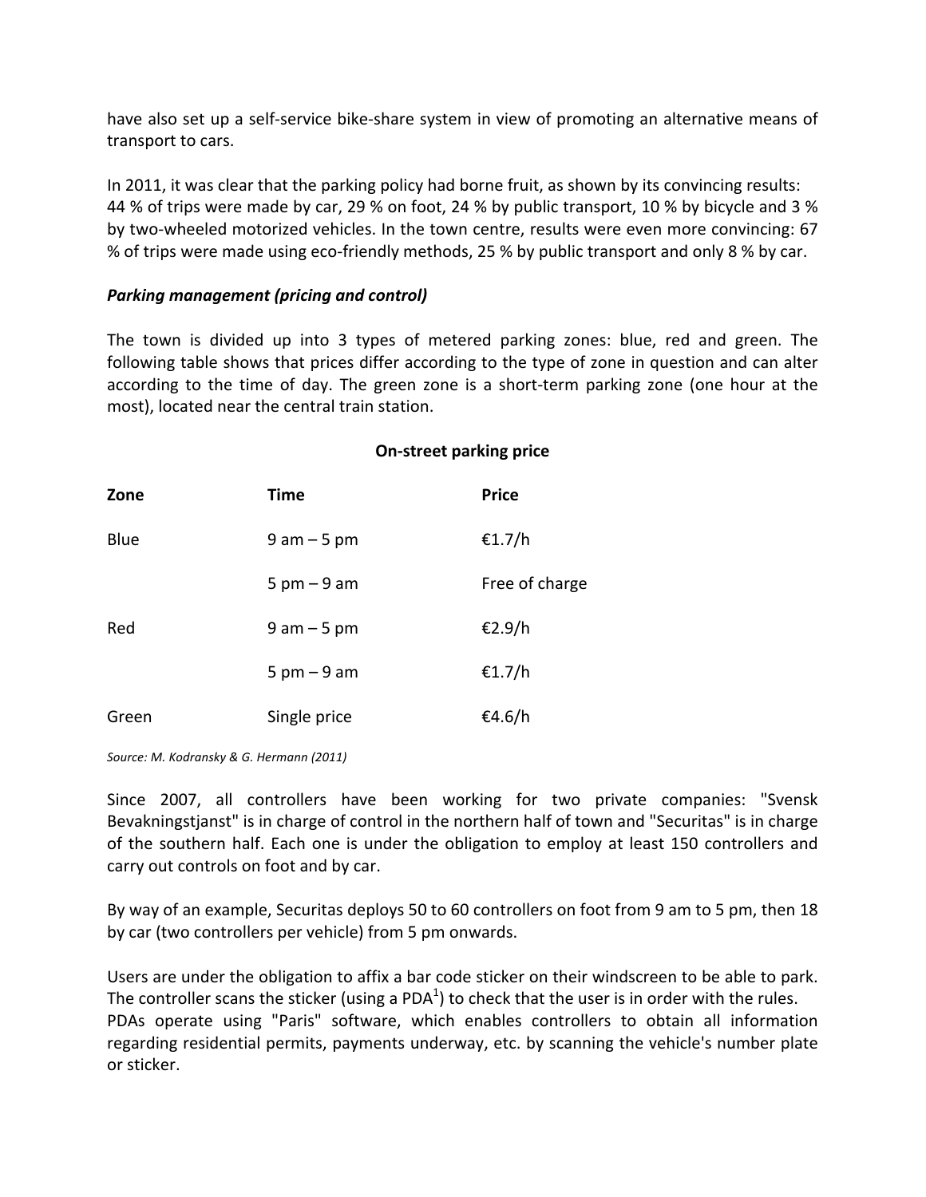have also set up a self-service bike-share system in view of promoting an alternative means of transport to cars.

In 2011, it was clear that the parking policy had borne fruit, as shown by its convincing results: 44 % of trips were made by car, 29 % on foot, 24 % by public transport, 10 % by bicycle and 3 % by two-wheeled motorized vehicles. In the town centre, results were even more convincing: 67 % of trips were made using eco-friendly methods, 25 % by public transport and only 8 % by car.

***Parking management (pricing and control)***

The town is divided up into 3 types of metered parking zones: blue, red and green. The following table shows that prices differ according to the type of zone in question and can alter according to the time of day. The green zone is a short-term parking zone (one hour at the most), located near the central train station.

**On-street parking price**

| **Zone** | **Time** | **Price** |
|---|---|---|
| Blue | 9 am – 5 pm | €1.7/h |
| | 5 pm – 9 am | Free of charge |
| Red | 9 am – 5 pm | €2.9/h |
| | 5 pm – 9 am | €1.7/h |
| Green | Single price | €4.6/h |

*Source: M. Kodransky & G. Hermann (2011)*

Since 2007, all controllers have been working for two private companies: "Svensk Bevakningstjanst" is in charge of control in the northern half of town and "Securitas" is in charge of the southern half. Each one is under the obligation to employ at least 150 controllers and carry out controls on foot and by car.

By way of an example, Securitas deploys 50 to 60 controllers on foot from 9 am to 5 pm, then 18 by car (two controllers per vehicle) from 5 pm onwards.

Users are under the obligation to affix a bar code sticker on their windscreen to be able to park. The controller scans the sticker (using a PDA[1]) to check that the user is in order with the rules. PDAs operate using "Paris" software, which enables controllers to obtain all information regarding residential permits, payments underway, etc. by scanning the vehicle's number plate or sticker.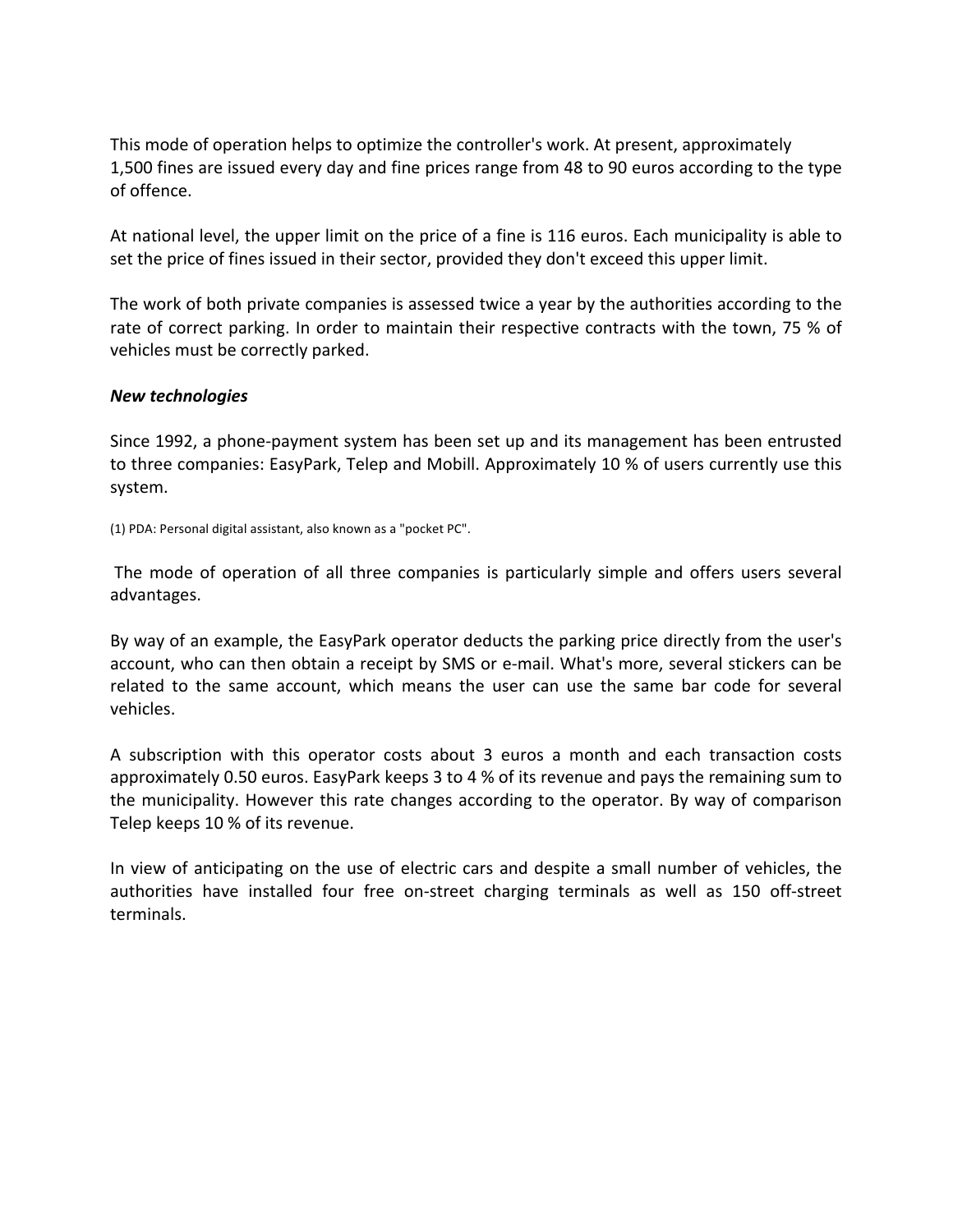This mode of operation helps to optimize the controller's work. At present, approximately 1,500 fines are issued every day and fine prices range from 48 to 90 euros according to the type of offence.

At national level, the upper limit on the price of a fine is 116 euros. Each municipality is able to set the price of fines issued in their sector, provided they don't exceed this upper limit.

The work of both private companies is assessed twice a year by the authorities according to the rate of correct parking. In order to maintain their respective contracts with the town, 75 % of vehicles must be correctly parked.

***New technologies***

Since 1992, a phone-payment system has been set up and its management has been entrusted to three companies: EasyPark, Telep and Mobill. Approximately 10 % of users currently use this system.

(1) PDA: Personal digital assistant, also known as a "pocket PC".

The mode of operation of all three companies is particularly simple and offers users several advantages.

By way of an example, the EasyPark operator deducts the parking price directly from the user's account, who can then obtain a receipt by SMS or e-mail. What's more, several stickers can be related to the same account, which means the user can use the same bar code for several vehicles.

A subscription with this operator costs about 3 euros a month and each transaction costs approximately 0.50 euros. EasyPark keeps 3 to 4 % of its revenue and pays the remaining sum to the municipality. However this rate changes according to the operator. By way of comparison Telep keeps 10 % of its revenue.

In view of anticipating on the use of electric cars and despite a small number of vehicles, the authorities have installed four free on-street charging terminals as well as 150 off-street terminals.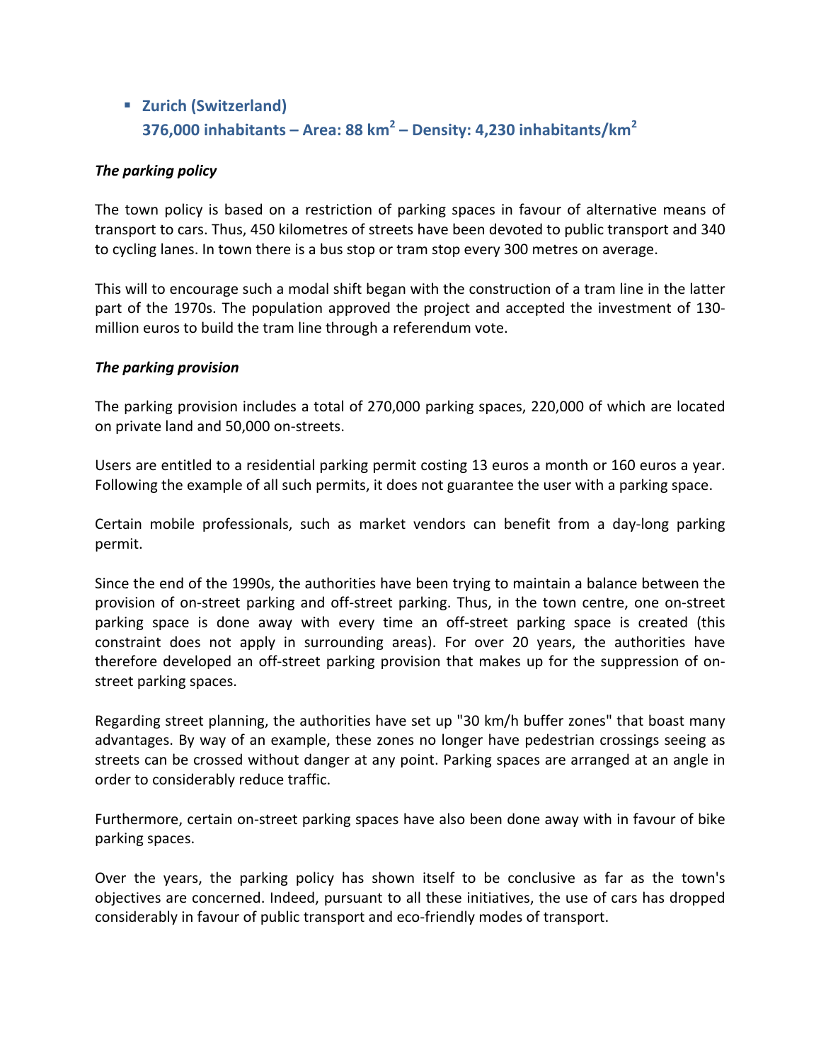- **Zurich (Switzerland)**
  **376,000 inhabitants – Area: 88 km$^2$ – Density: 4,230 inhabitants/km$^2$**

***The parking policy***

The town policy is based on a restriction of parking spaces in favour of alternative means of transport to cars. Thus, 450 kilometres of streets have been devoted to public transport and 340 to cycling lanes. In town there is a bus stop or tram stop every 300 metres on average.

This will to encourage such a modal shift began with the construction of a tram line in the latter part of the 1970s. The population approved the project and accepted the investment of 130-million euros to build the tram line through a referendum vote.

***The parking provision***

The parking provision includes a total of 270,000 parking spaces, 220,000 of which are located on private land and 50,000 on-streets.

Users are entitled to a residential parking permit costing 13 euros a month or 160 euros a year. Following the example of all such permits, it does not guarantee the user with a parking space.

Certain mobile professionals, such as market vendors can benefit from a day-long parking permit.

Since the end of the 1990s, the authorities have been trying to maintain a balance between the provision of on-street parking and off-street parking. Thus, in the town centre, one on-street parking space is done away with every time an off-street parking space is created (this constraint does not apply in surrounding areas). For over 20 years, the authorities have therefore developed an off-street parking provision that makes up for the suppression of on-street parking spaces.

Regarding street planning, the authorities have set up "30 km/h buffer zones" that boast many advantages. By way of an example, these zones no longer have pedestrian crossings seeing as streets can be crossed without danger at any point. Parking spaces are arranged at an angle in order to considerably reduce traffic.

Furthermore, certain on-street parking spaces have also been done away with in favour of bike parking spaces.

Over the years, the parking policy has shown itself to be conclusive as far as the town's objectives are concerned. Indeed, pursuant to all these initiatives, the use of cars has dropped considerably in favour of public transport and eco-friendly modes of transport.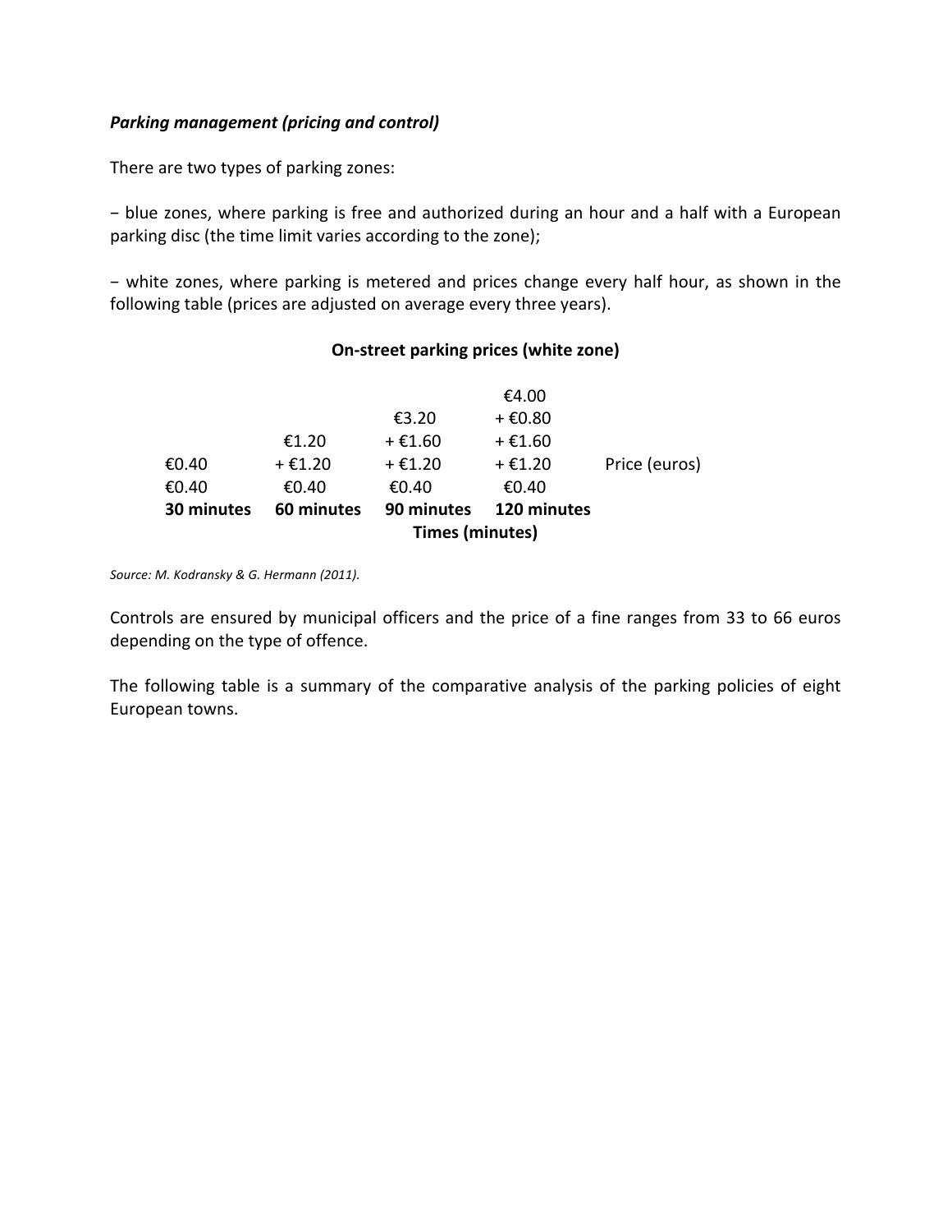*Parking management (pricing and control)*

There are two types of parking zones:

− blue zones, where parking is free and authorized during an hour and a half with a European parking disc (the time limit varies according to the zone);

− white zones, where parking is metered and prices change every half hour, as shown in the following table (prices are adjusted on average every three years).

**On-street parking prices (white zone)**

| 30 minutes | 60 minutes | 90 minutes | 120 minutes | |
|---|---|---|---|---|
| | | | €4.00 | |
| | | €3.20 | + €0.80 | |
| | €1.20 | + €1.60 | + €1.60 | |
| €0.40 | + €1.20 | + €1.20 | + €1.20 | Price (euros) |
| €0.40 | €0.40 | €0.40 | €0.40 | |

**Times (minutes)**

*Source: M. Kodransky & G. Hermann (2011).*

Controls are ensured by municipal officers and the price of a fine ranges from 33 to 66 euros depending on the type of offence.

The following table is a summary of the comparative analysis of the parking policies of eight European towns.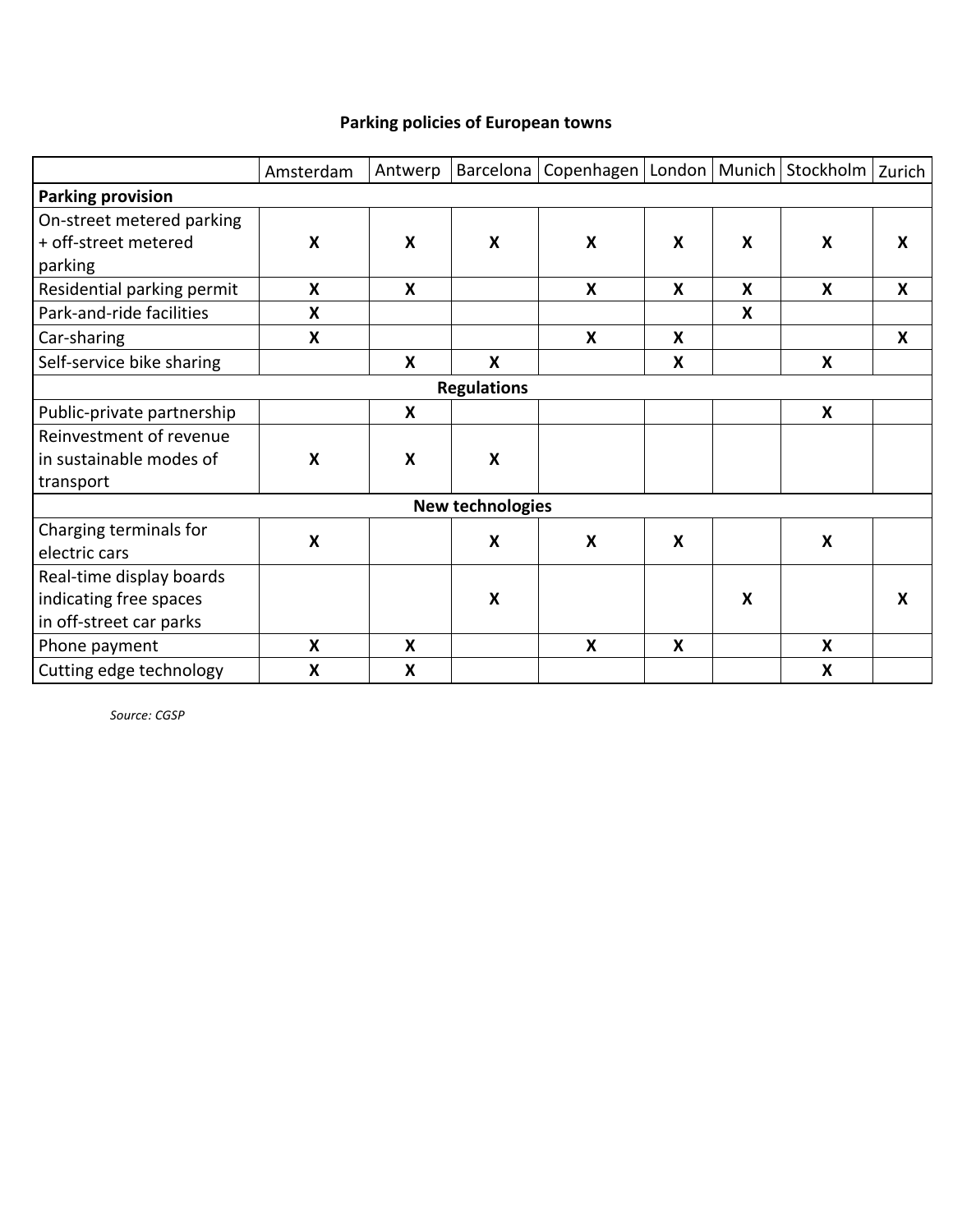**Parking policies of European towns**

| | Amsterdam | Antwerp | Barcelona | Copenhagen | London | Munich | Stockholm | Zurich |
|---|---|---|---|---|---|---|---|---|
| **Parking provision** | | | | | | | | |
| On-street metered parking + off-street metered parking | **X** | **X** | **X** | **X** | **X** | **X** | **X** | **X** |
| Residential parking permit | **X** | **X** | | **X** | **X** | **X** | **X** | **X** |
| Park-and-ride facilities | **X** | | | | | **X** | | |
| Car-sharing | **X** | | | **X** | **X** | | | **X** |
| Self-service bike sharing | | **X** | **X** | | **X** | | **X** | |
| **Regulations** | | | | | | | | |
| Public-private partnership | | **X** | | | | | **X** | |
| Reinvestment of revenue in sustainable modes of transport | **X** | **X** | **X** | | | | | |
| **New technologies** | | | | | | | | |
| Charging terminals for electric cars | **X** | | **X** | **X** | **X** | | **X** | |
| Real-time display boards indicating free spaces in off-street car parks | | | **X** | | | **X** | | **X** |
| Phone payment | **X** | **X** | | **X** | **X** | | **X** | |
| Cutting edge technology | **X** | **X** | | | | | **X** | |

*Source: CGSP*